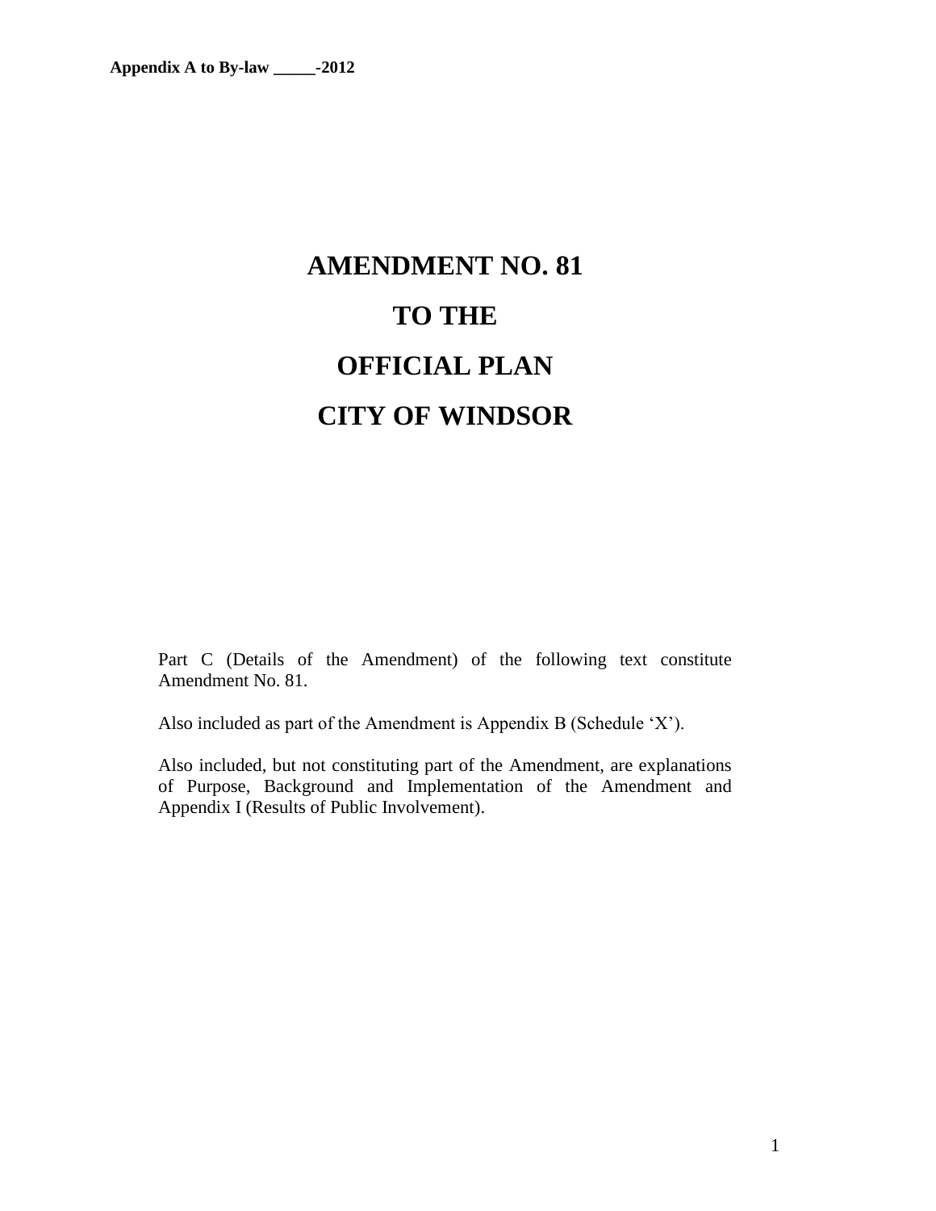**Appendix A to By-law _____-2012**

# AMENDMENT NO. 81

# TO THE

# OFFICIAL PLAN

# CITY OF WINDSOR

Part C (Details of the Amendment) of the following text constitute Amendment No. 81.

Also included as part of the Amendment is Appendix B (Schedule 'X').

Also included, but not constituting part of the Amendment, are explanations of Purpose, Background and Implementation of the Amendment and Appendix I (Results of Public Involvement).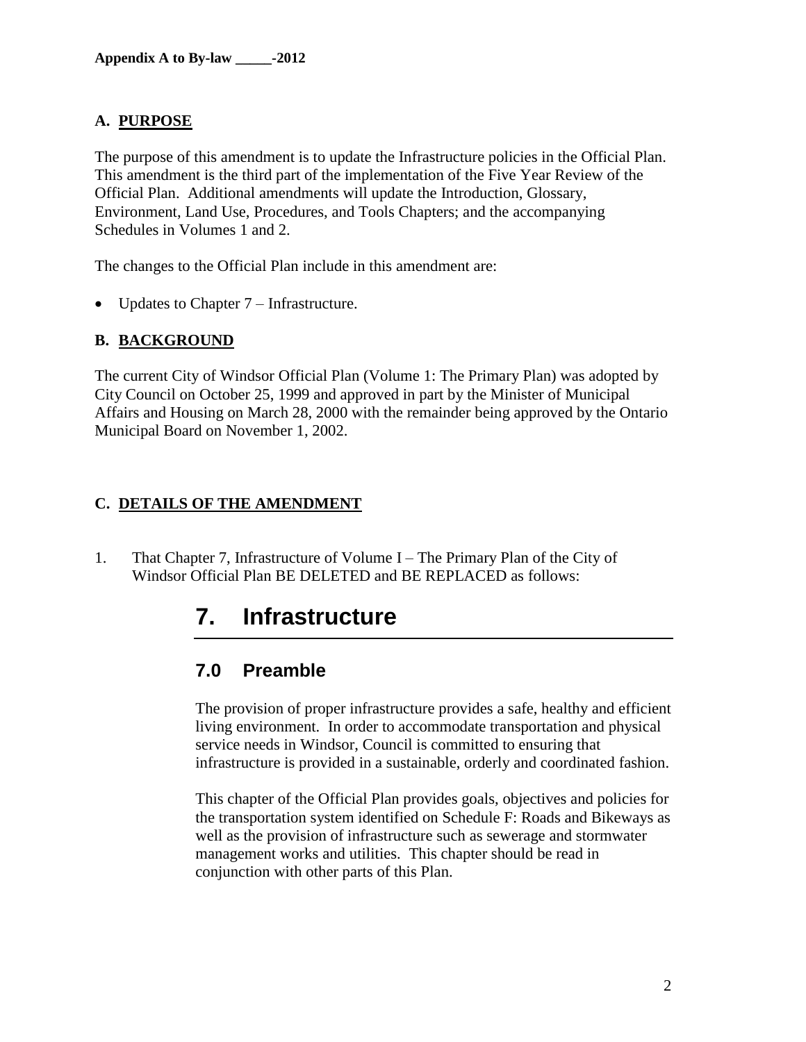**Appendix A to By-law _____-2012**

## A. PURPOSE

The purpose of this amendment is to update the Infrastructure policies in the Official Plan. This amendment is the third part of the implementation of the Five Year Review of the Official Plan. Additional amendments will update the Introduction, Glossary, Environment, Land Use, Procedures, and Tools Chapters; and the accompanying Schedules in Volumes 1 and 2.

The changes to the Official Plan include in this amendment are:

- Updates to Chapter 7 – Infrastructure.

## B. BACKGROUND

The current City of Windsor Official Plan (Volume 1: The Primary Plan) was adopted by City Council on October 25, 1999 and approved in part by the Minister of Municipal Affairs and Housing on March 28, 2000 with the remainder being approved by the Ontario Municipal Board on November 1, 2002.

## C. DETAILS OF THE AMENDMENT

1. That Chapter 7, Infrastructure of Volume I – The Primary Plan of the City of Windsor Official Plan BE DELETED and BE REPLACED as follows:

# 7. Infrastructure

## 7.0 Preamble

The provision of proper infrastructure provides a safe, healthy and efficient living environment. In order to accommodate transportation and physical service needs in Windsor, Council is committed to ensuring that infrastructure is provided in a sustainable, orderly and coordinated fashion.

This chapter of the Official Plan provides goals, objectives and policies for the transportation system identified on Schedule F: Roads and Bikeways as well as the provision of infrastructure such as sewerage and stormwater management works and utilities. This chapter should be read in conjunction with other parts of this Plan.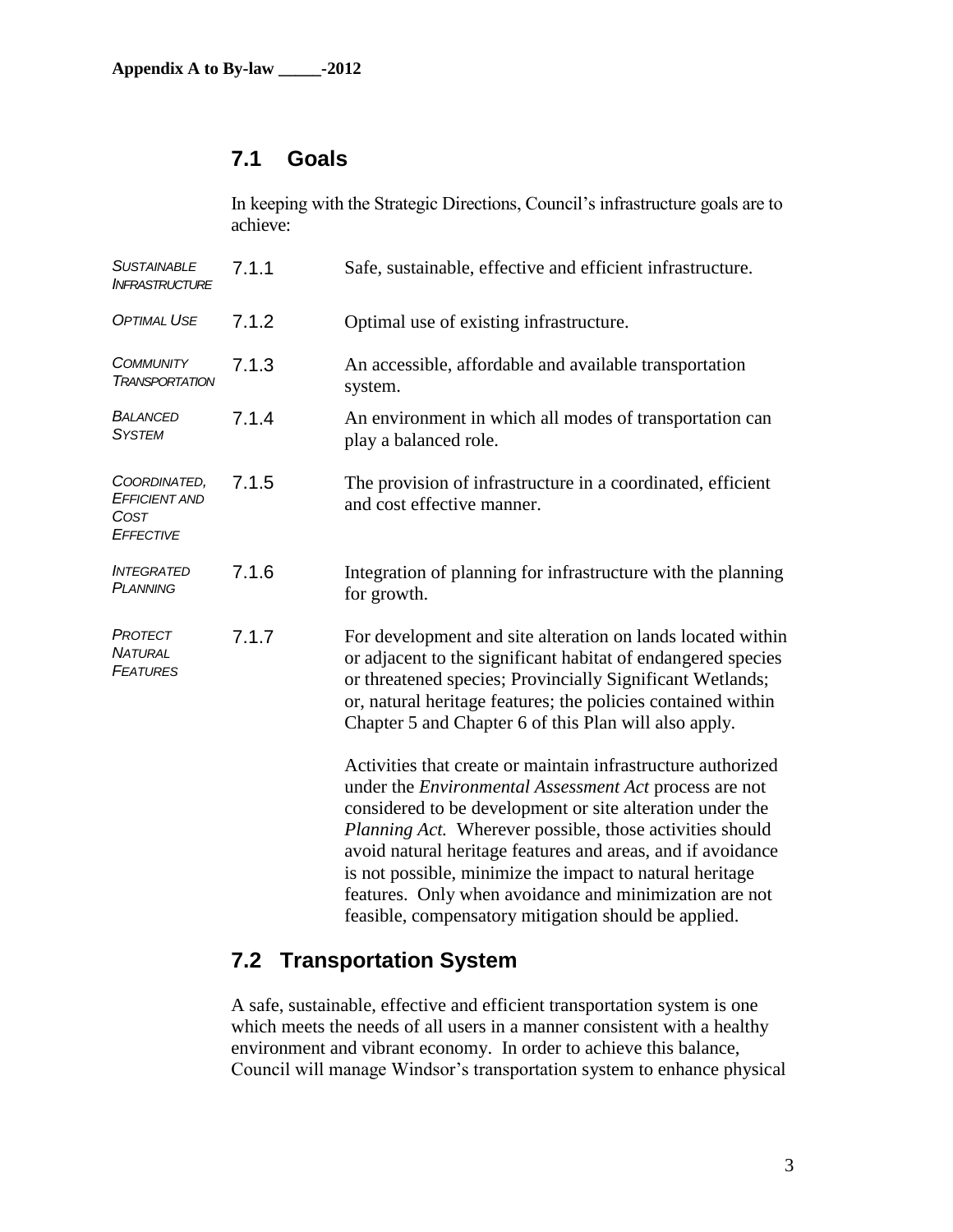## 7.1 Goals

In keeping with the Strategic Directions, Council's infrastructure goals are to achieve:

*SUSTAINABLE INFRASTRUCTURE*

7.1.1 Safe, sustainable, effective and efficient infrastructure.

*OPTIMAL USE*

7.1.2 Optimal use of existing infrastructure.

*COMMUNITY TRANSPORTATION*

7.1.3 An accessible, affordable and available transportation system.

*BALANCED SYSTEM*

7.1.4 An environment in which all modes of transportation can play a balanced role.

*COORDINATED, EFFICIENT AND COST EFFECTIVE*

7.1.5 The provision of infrastructure in a coordinated, efficient and cost effective manner.

*INTEGRATED PLANNING*

7.1.6 Integration of planning for infrastructure with the planning for growth.

*PROTECT NATURAL FEATURES*

7.1.7 For development and site alteration on lands located within or adjacent to the significant habitat of endangered species or threatened species; Provincially Significant Wetlands; or, natural heritage features; the policies contained within Chapter 5 and Chapter 6 of this Plan will also apply.

Activities that create or maintain infrastructure authorized under the *Environmental Assessment Act* process are not considered to be development or site alteration under the *Planning Act.* Wherever possible, those activities should avoid natural heritage features and areas, and if avoidance is not possible, minimize the impact to natural heritage features. Only when avoidance and minimization are not feasible, compensatory mitigation should be applied.

## 7.2 Transportation System

A safe, sustainable, effective and efficient transportation system is one which meets the needs of all users in a manner consistent with a healthy environment and vibrant economy. In order to achieve this balance, Council will manage Windsor's transportation system to enhance physical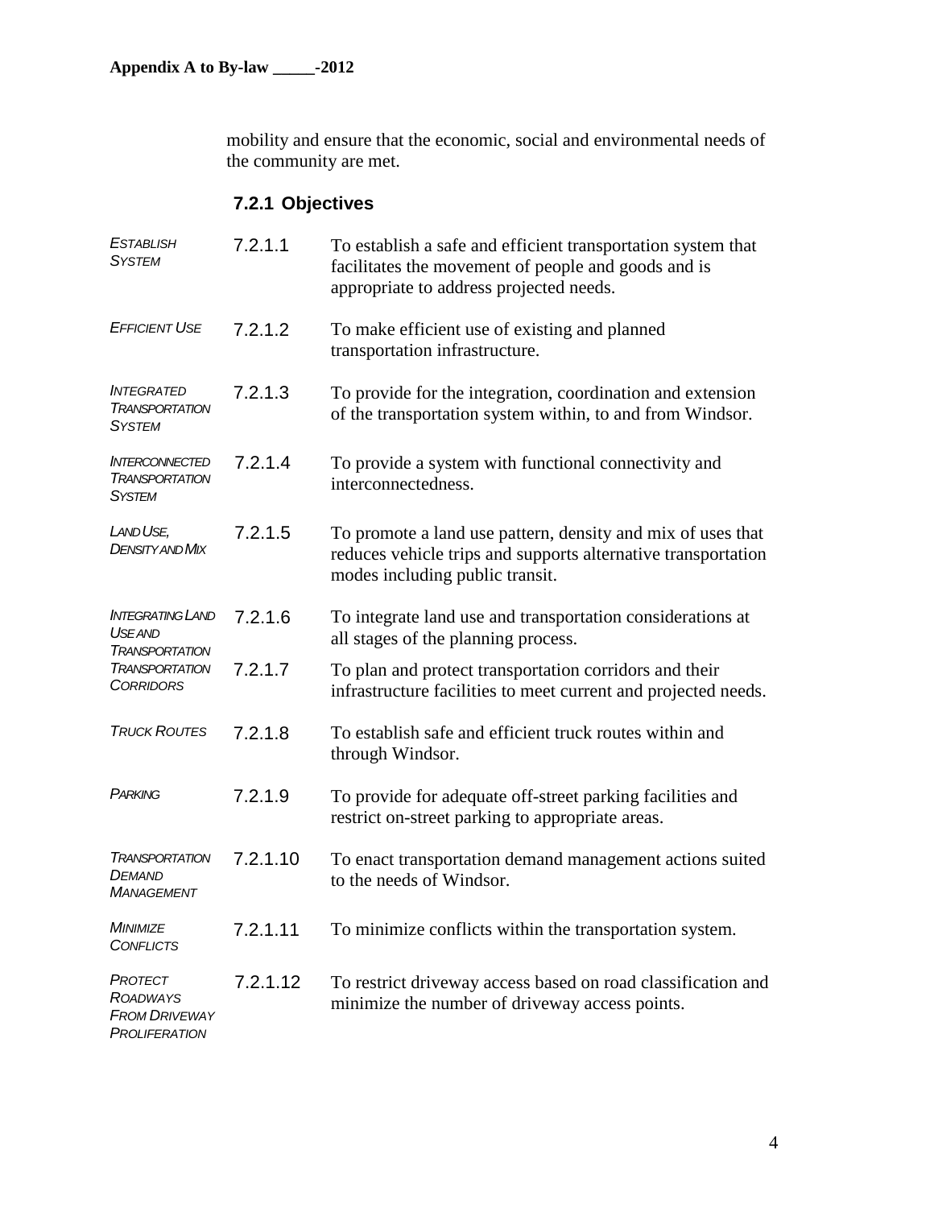mobility and ensure that the economic, social and environmental needs of the community are met.

### 7.2.1 Objectives

*ESTABLISH SYSTEM*

7.2.1.1 To establish a safe and efficient transportation system that facilitates the movement of people and goods and is appropriate to address projected needs.

*EFFICIENT USE*

7.2.1.2 To make efficient use of existing and planned transportation infrastructure.

*INTEGRATED TRANSPORTATION SYSTEM*

7.2.1.3 To provide for the integration, coordination and extension of the transportation system within, to and from Windsor.

*INTERCONNECTED TRANSPORTATION SYSTEM*

7.2.1.4 To provide a system with functional connectivity and interconnectedness.

*LAND USE, DENSITY AND MIX*

7.2.1.5 To promote a land use pattern, density and mix of uses that reduces vehicle trips and supports alternative transportation modes including public transit.

*INTEGRATING LAND USE AND TRANSPORTATION*

7.2.1.6 To integrate land use and transportation considerations at all stages of the planning process.

*TRANSPORTATION CORRIDORS*

7.2.1.7 To plan and protect transportation corridors and their infrastructure facilities to meet current and projected needs.

*TRUCK ROUTES*

7.2.1.8 To establish safe and efficient truck routes within and through Windsor.

*PARKING*

7.2.1.9 To provide for adequate off-street parking facilities and restrict on-street parking to appropriate areas.

*TRANSPORTATION DEMAND MANAGEMENT*

7.2.1.10 To enact transportation demand management actions suited to the needs of Windsor.

*MINIMIZE CONFLICTS*

7.2.1.11 To minimize conflicts within the transportation system.

*PROTECT ROADWAYS FROM DRIVEWAY PROLIFERATION*

7.2.1.12 To restrict driveway access based on road classification and minimize the number of driveway access points.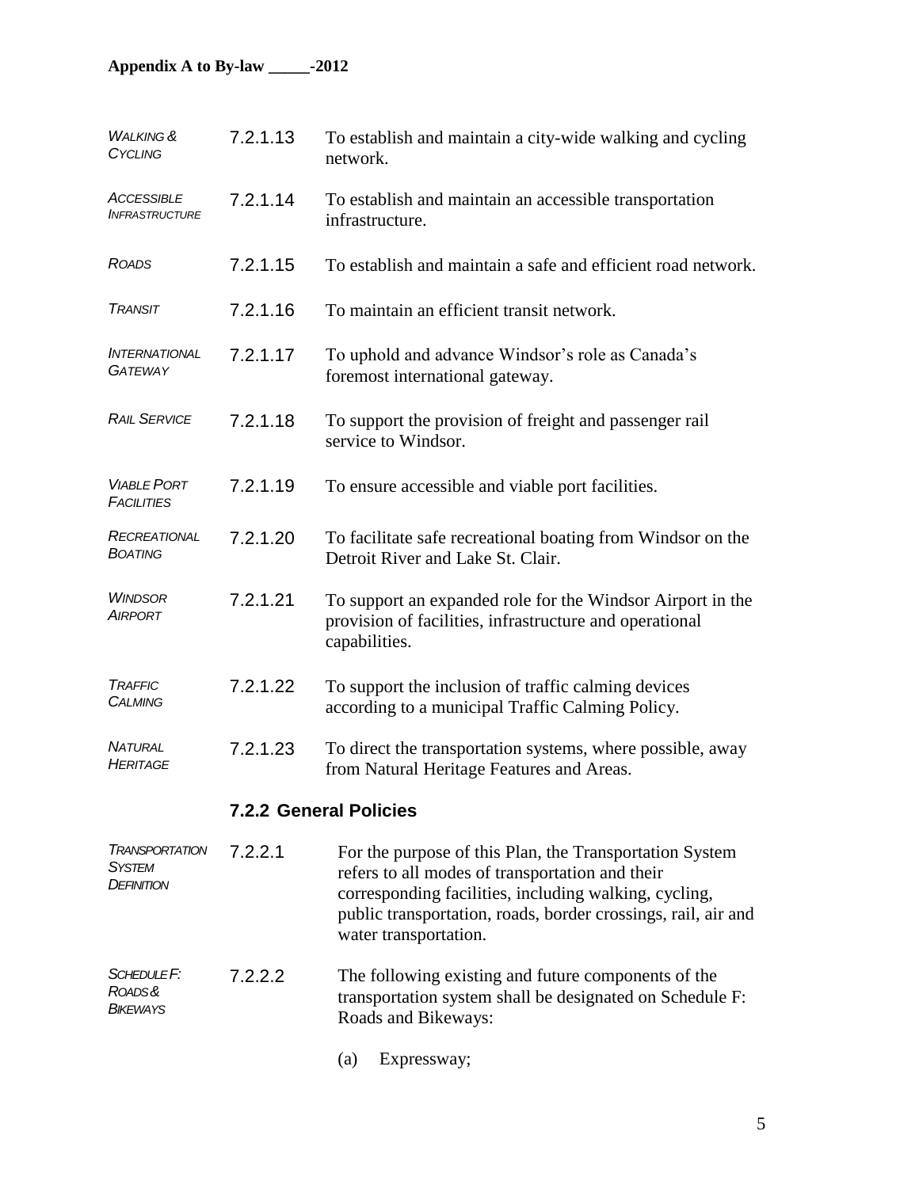| | | |
|---|---|---|
| *WALKING & CYCLING* | 7.2.1.13 | To establish and maintain a city-wide walking and cycling network. |
| *ACCESSIBLE INFRASTRUCTURE* | 7.2.1.14 | To establish and maintain an accessible transportation infrastructure. |
| *ROADS* | 7.2.1.15 | To establish and maintain a safe and efficient road network. |
| *TRANSIT* | 7.2.1.16 | To maintain an efficient transit network. |
| *INTERNATIONAL GATEWAY* | 7.2.1.17 | To uphold and advance Windsor's role as Canada's foremost international gateway. |
| *RAIL SERVICE* | 7.2.1.18 | To support the provision of freight and passenger rail service to Windsor. |
| *VIABLE PORT FACILITIES* | 7.2.1.19 | To ensure accessible and viable port facilities. |
| *RECREATIONAL BOATING* | 7.2.1.20 | To facilitate safe recreational boating from Windsor on the Detroit River and Lake St. Clair. |
| *WINDSOR AIRPORT* | 7.2.1.21 | To support an expanded role for the Windsor Airport in the provision of facilities, infrastructure and operational capabilities. |
| *TRAFFIC CALMING* | 7.2.1.22 | To support the inclusion of traffic calming devices according to a municipal Traffic Calming Policy. |
| *NATURAL HERITAGE* | 7.2.1.23 | To direct the transportation systems, where possible, away from Natural Heritage Features and Areas. |

### 7.2.2 General Policies

| | | |
|---|---|---|
| *TRANSPORTATION SYSTEM DEFINITION* | 7.2.2.1 | For the purpose of this Plan, the Transportation System refers to all modes of transportation and their corresponding facilities, including walking, cycling, public transportation, roads, border crossings, rail, air and water transportation. |
| *SCHEDULE F: ROADS & BIKEWAYS* | 7.2.2.2 | The following existing and future components of the transportation system shall be designated on Schedule F: Roads and Bikeways: |

(a) Expressway;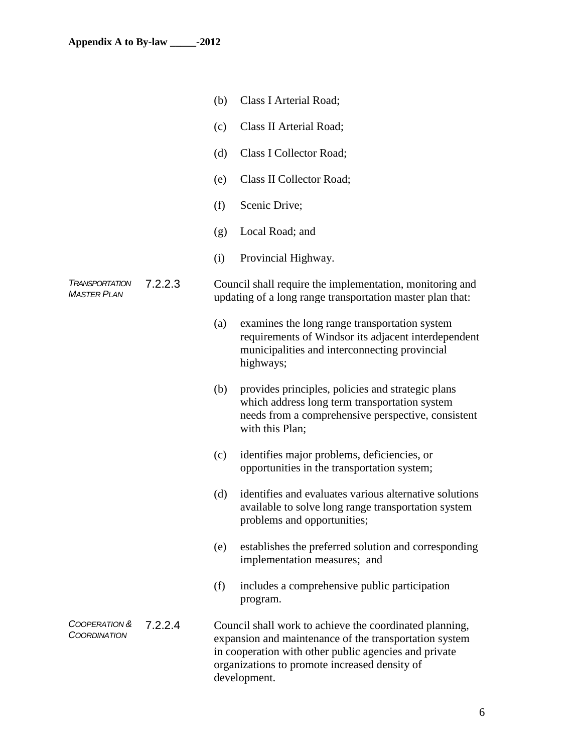(b) Class I Arterial Road;

(c) Class II Arterial Road;

(d) Class I Collector Road;

(e) Class II Collector Road;

(f) Scenic Drive;

(g) Local Road; and

(i) Provincial Highway.

*TRANSPORTATION MASTER PLAN*

7.2.2.3 Council shall require the implementation, monitoring and updating of a long range transportation master plan that:

(a) examines the long range transportation system requirements of Windsor its adjacent interdependent municipalities and interconnecting provincial highways;

(b) provides principles, policies and strategic plans which address long term transportation system needs from a comprehensive perspective, consistent with this Plan;

(c) identifies major problems, deficiencies, or opportunities in the transportation system;

(d) identifies and evaluates various alternative solutions available to solve long range transportation system problems and opportunities;

(e) establishes the preferred solution and corresponding implementation measures; and

(f) includes a comprehensive public participation program.

*COOPERATION & COORDINATION*

7.2.2.4 Council shall work to achieve the coordinated planning, expansion and maintenance of the transportation system in cooperation with other public agencies and private organizations to promote increased density of development.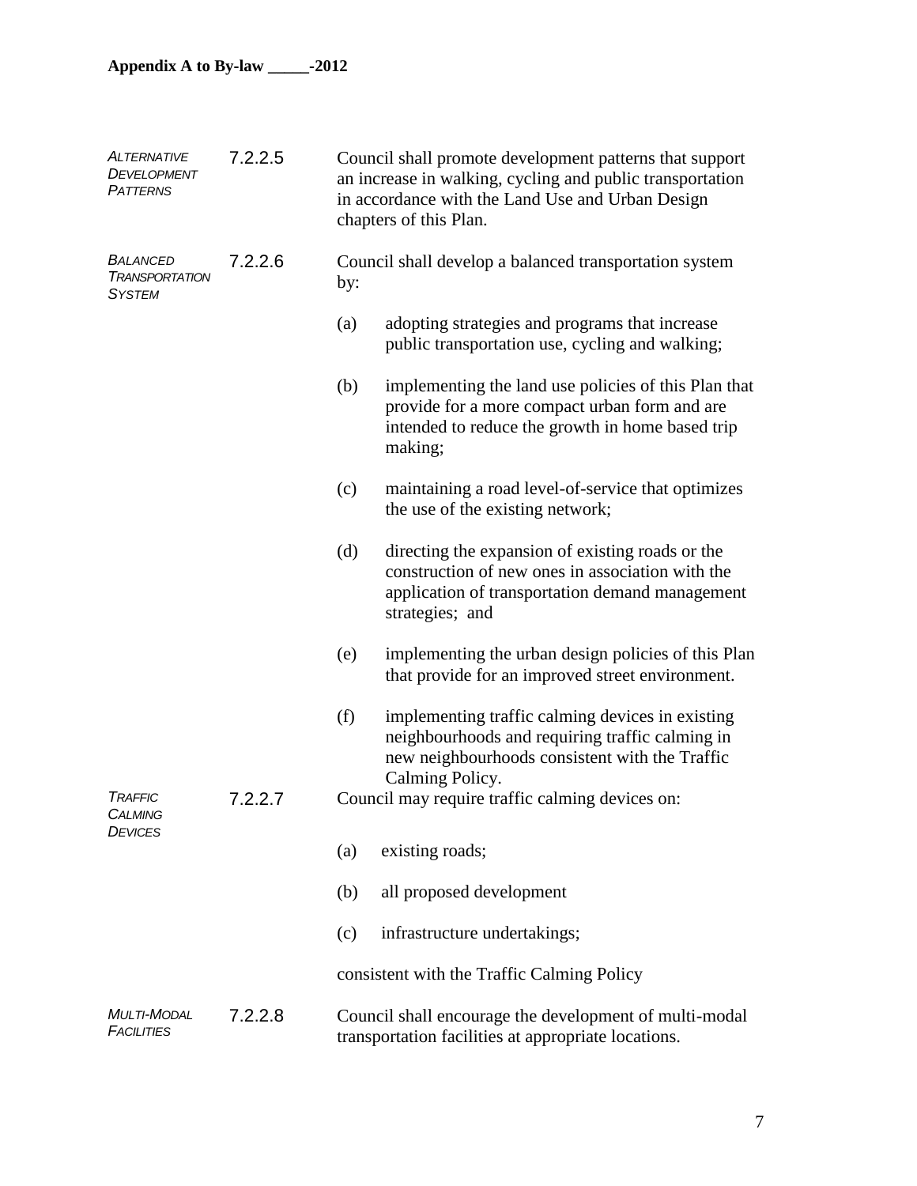*ALTERNATIVE DEVELOPMENT PATTERNS*

7.2.2.5 Council shall promote development patterns that support an increase in walking, cycling and public transportation in accordance with the Land Use and Urban Design chapters of this Plan.

*BALANCED TRANSPORTATION SYSTEM*

7.2.2.6 Council shall develop a balanced transportation system by:

(a) adopting strategies and programs that increase public transportation use, cycling and walking;

(b) implementing the land use policies of this Plan that provide for a more compact urban form and are intended to reduce the growth in home based trip making;

(c) maintaining a road level-of-service that optimizes the use of the existing network;

(d) directing the expansion of existing roads or the construction of new ones in association with the application of transportation demand management strategies; and

(e) implementing the urban design policies of this Plan that provide for an improved street environment.

(f) implementing traffic calming devices in existing neighbourhoods and requiring traffic calming in new neighbourhoods consistent with the Traffic Calming Policy.

*TRAFFIC CALMING DEVICES*

7.2.2.7 Council may require traffic calming devices on:

(a) existing roads;

(b) all proposed development

(c) infrastructure undertakings;

consistent with the Traffic Calming Policy

*MULTI-MODAL FACILITIES*

7.2.2.8 Council shall encourage the development of multi-modal transportation facilities at appropriate locations.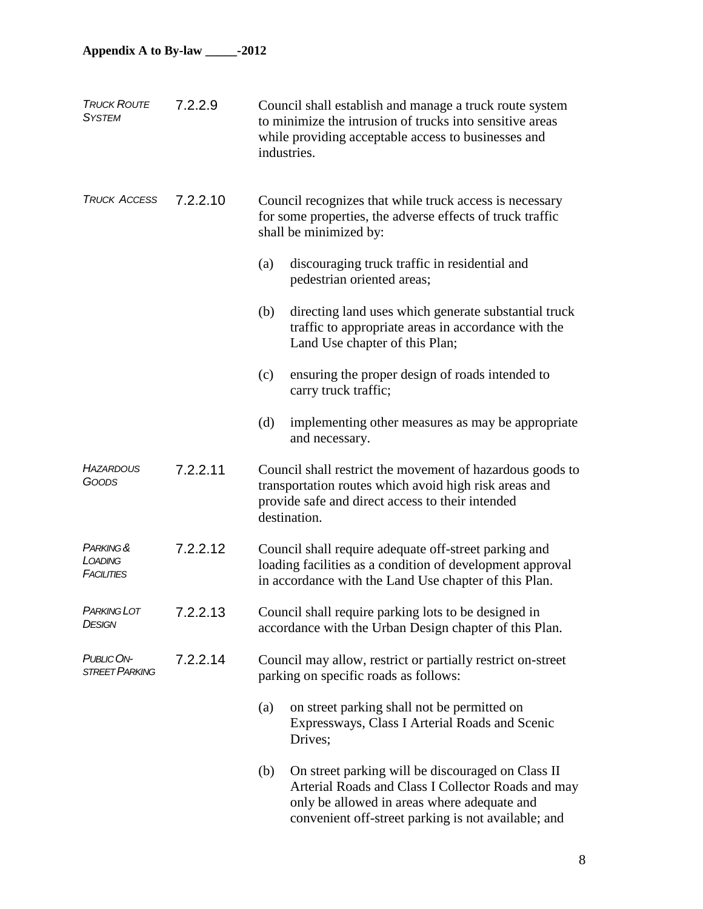*TRUCK ROUTE SYSTEM* **7.2.2.9** Council shall establish and manage a truck route system to minimize the intrusion of trucks into sensitive areas while providing acceptable access to businesses and industries.

*TRUCK ACCESS* **7.2.2.10** Council recognizes that while truck access is necessary for some properties, the adverse effects of truck traffic shall be minimized by:

(a) discouraging truck traffic in residential and pedestrian oriented areas;

(b) directing land uses which generate substantial truck traffic to appropriate areas in accordance with the Land Use chapter of this Plan;

(c) ensuring the proper design of roads intended to carry truck traffic;

(d) implementing other measures as may be appropriate and necessary.

*HAZARDOUS GOODS* **7.2.2.11** Council shall restrict the movement of hazardous goods to transportation routes which avoid high risk areas and provide safe and direct access to their intended destination.

*PARKING & LOADING FACILITIES* **7.2.2.12** Council shall require adequate off-street parking and loading facilities as a condition of development approval in accordance with the Land Use chapter of this Plan.

*PARKING LOT DESIGN* **7.2.2.13** Council shall require parking lots to be designed in accordance with the Urban Design chapter of this Plan.

*PUBLIC ON-STREET PARKING* **7.2.2.14** Council may allow, restrict or partially restrict on-street parking on specific roads as follows:

(a) on street parking shall not be permitted on Expressways, Class I Arterial Roads and Scenic Drives;

(b) On street parking will be discouraged on Class II Arterial Roads and Class I Collector Roads and may only be allowed in areas where adequate and convenient off-street parking is not available; and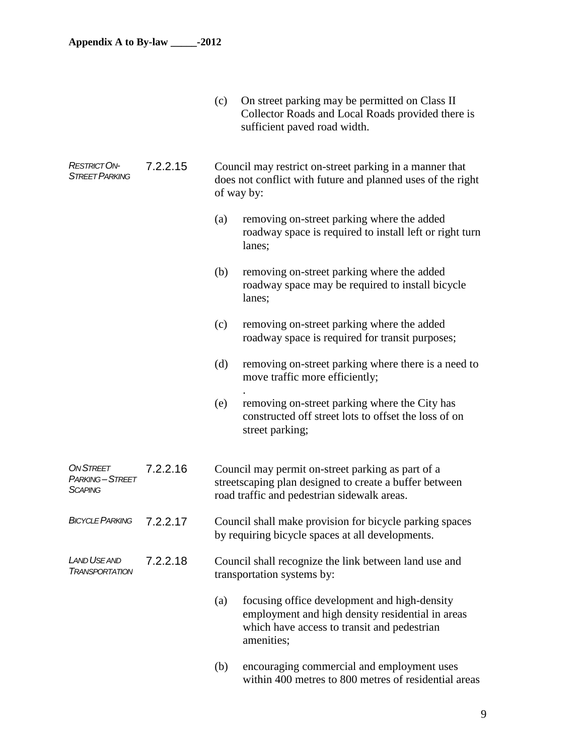(c) On street parking may be permitted on Class II Collector Roads and Local Roads provided there is sufficient paved road width.

*RESTRICT ON-STREET PARKING*

**7.2.2.15** Council may restrict on-street parking in a manner that does not conflict with future and planned uses of the right of way by:

(a) removing on-street parking where the added roadway space is required to install left or right turn lanes;

(b) removing on-street parking where the added roadway space may be required to install bicycle lanes;

(c) removing on-street parking where the added roadway space is required for transit purposes;

(d) removing on-street parking where there is a need to move traffic more efficiently;

.

(e) removing on-street parking where the City has constructed off street lots to offset the loss of on street parking;

*ON STREET PARKING – STREET SCAPING*

**7.2.2.16** Council may permit on-street parking as part of a streetscaping plan designed to create a buffer between road traffic and pedestrian sidewalk areas.

*BICYCLE PARKING*

**7.2.2.17** Council shall make provision for bicycle parking spaces by requiring bicycle spaces at all developments.

*LAND USE AND TRANSPORTATION*

**7.2.2.18** Council shall recognize the link between land use and transportation systems by:

(a) focusing office development and high-density employment and high density residential in areas which have access to transit and pedestrian amenities;

(b) encouraging commercial and employment uses within 400 metres to 800 metres of residential areas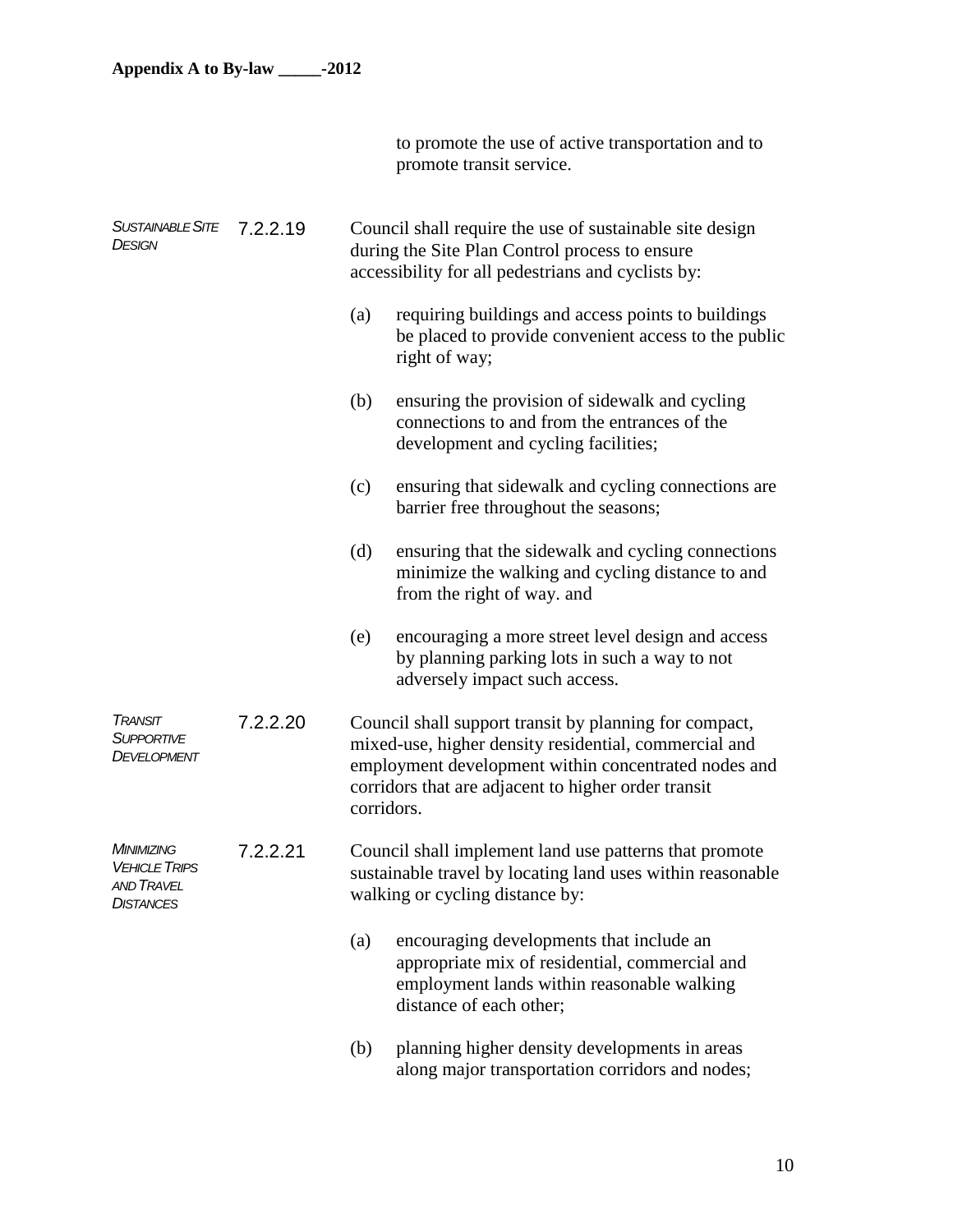to promote the use of active transportation and to promote transit service.

*SUSTAINABLE SITE DESIGN*

7.2.2.19 Council shall require the use of sustainable site design during the Site Plan Control process to ensure accessibility for all pedestrians and cyclists by:

(a) requiring buildings and access points to buildings be placed to provide convenient access to the public right of way;

(b) ensuring the provision of sidewalk and cycling connections to and from the entrances of the development and cycling facilities;

(c) ensuring that sidewalk and cycling connections are barrier free throughout the seasons;

(d) ensuring that the sidewalk and cycling connections minimize the walking and cycling distance to and from the right of way. and

(e) encouraging a more street level design and access by planning parking lots in such a way to not adversely impact such access.

*TRANSIT SUPPORTIVE DEVELOPMENT*

7.2.2.20 Council shall support transit by planning for compact, mixed-use, higher density residential, commercial and employment development within concentrated nodes and corridors that are adjacent to higher order transit corridors.

*MINIMIZING VEHICLE TRIPS AND TRAVEL DISTANCES*

7.2.2.21 Council shall implement land use patterns that promote sustainable travel by locating land uses within reasonable walking or cycling distance by:

(a) encouraging developments that include an appropriate mix of residential, commercial and employment lands within reasonable walking distance of each other;

(b) planning higher density developments in areas along major transportation corridors and nodes;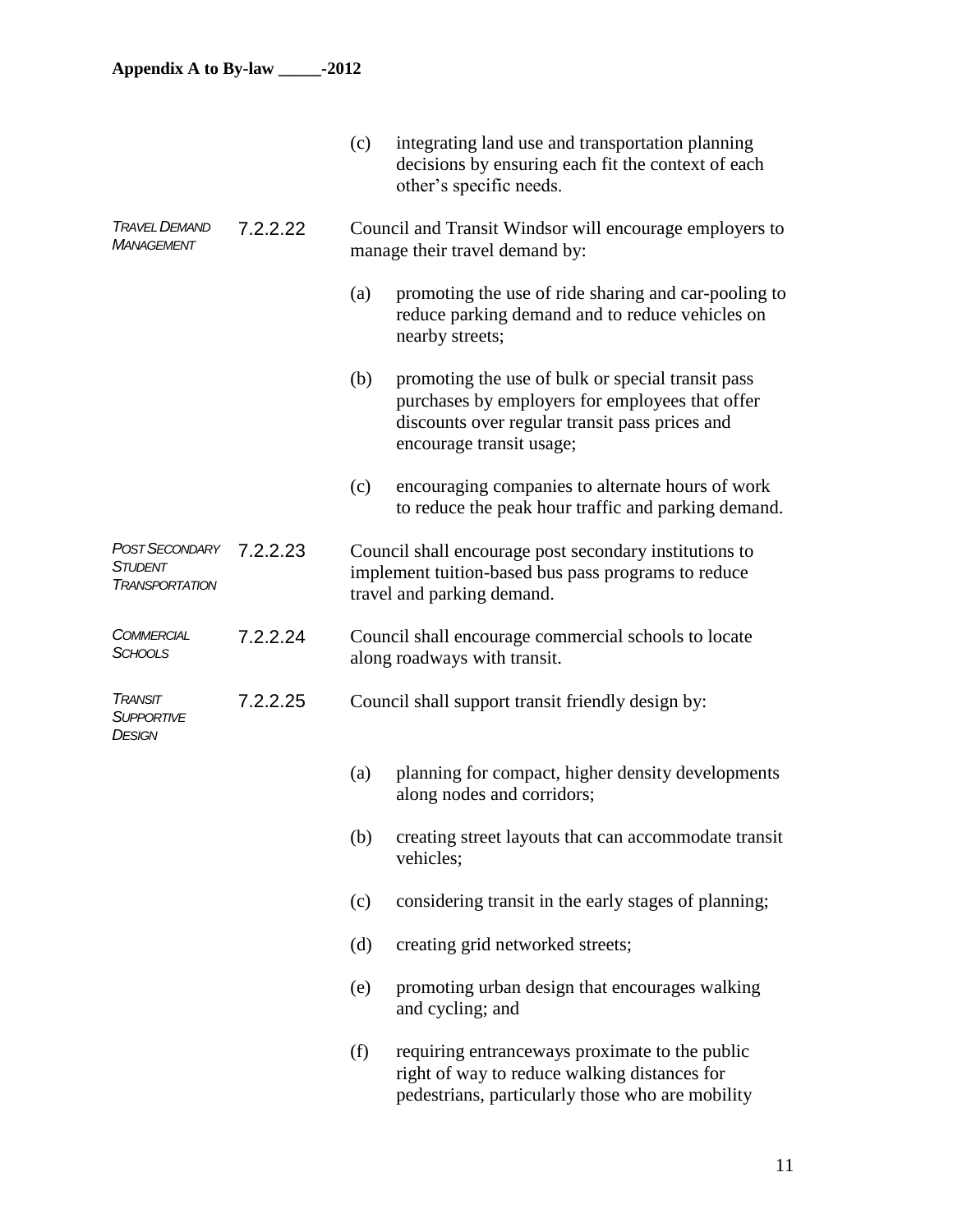(c) integrating land use and transportation planning decisions by ensuring each fit the context of each other's specific needs.

*TRAVEL DEMAND MANAGEMENT*

7.2.2.22 Council and Transit Windsor will encourage employers to manage their travel demand by:

(a) promoting the use of ride sharing and car-pooling to reduce parking demand and to reduce vehicles on nearby streets;

(b) promoting the use of bulk or special transit pass purchases by employers for employees that offer discounts over regular transit pass prices and encourage transit usage;

(c) encouraging companies to alternate hours of work to reduce the peak hour traffic and parking demand.

*POST SECONDARY STUDENT TRANSPORTATION*

7.2.2.23 Council shall encourage post secondary institutions to implement tuition-based bus pass programs to reduce travel and parking demand.

*COMMERCIAL SCHOOLS*

7.2.2.24 Council shall encourage commercial schools to locate along roadways with transit.

*TRANSIT SUPPORTIVE DESIGN*

7.2.2.25 Council shall support transit friendly design by:

(a) planning for compact, higher density developments along nodes and corridors;

(b) creating street layouts that can accommodate transit vehicles;

(c) considering transit in the early stages of planning;

(d) creating grid networked streets;

(e) promoting urban design that encourages walking and cycling; and

(f) requiring entranceways proximate to the public right of way to reduce walking distances for pedestrians, particularly those who are mobility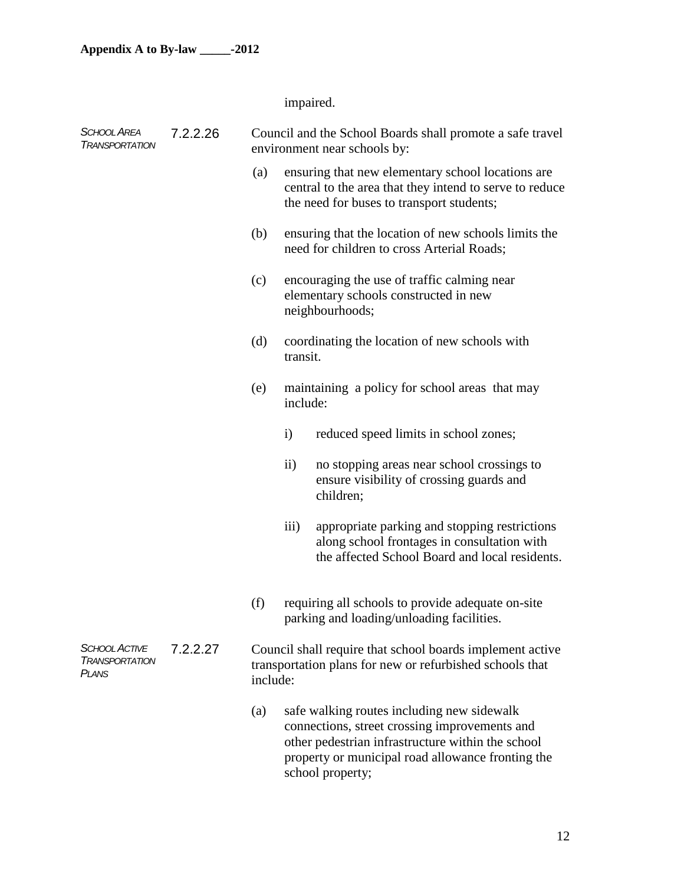impaired.

*SCHOOL AREA TRANSPORTATION*

7.2.2.26 Council and the School Boards shall promote a safe travel environment near schools by:

(a) ensuring that new elementary school locations are central to the area that they intend to serve to reduce the need for buses to transport students;

(b) ensuring that the location of new schools limits the need for children to cross Arterial Roads;

(c) encouraging the use of traffic calming near elementary schools constructed in new neighbourhoods;

(d) coordinating the location of new schools with transit.

(e) maintaining a policy for school areas that may include:

i) reduced speed limits in school zones;

ii) no stopping areas near school crossings to ensure visibility of crossing guards and children;

iii) appropriate parking and stopping restrictions along school frontages in consultation with the affected School Board and local residents.

(f) requiring all schools to provide adequate on-site parking and loading/unloading facilities.

*SCHOOL ACTIVE TRANSPORTATION PLANS*

7.2.2.27 Council shall require that school boards implement active transportation plans for new or refurbished schools that include:

(a) safe walking routes including new sidewalk connections, street crossing improvements and other pedestrian infrastructure within the school property or municipal road allowance fronting the school property;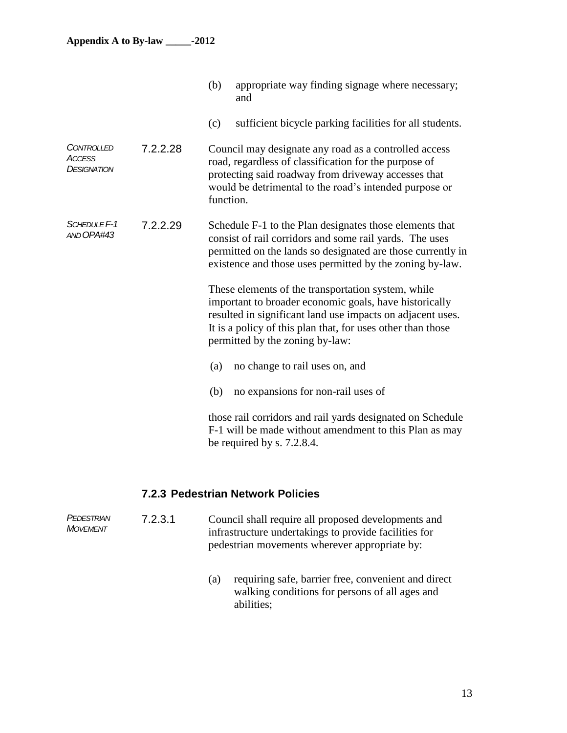(b) appropriate way finding signage where necessary; and

(c) sufficient bicycle parking facilities for all students.

*CONTROLLED ACCESS DESIGNATION*

7.2.2.28 Council may designate any road as a controlled access road, regardless of classification for the purpose of protecting said roadway from driveway accesses that would be detrimental to the road's intended purpose or function.

*SCHEDULE F-1 AND OPA#43*

7.2.2.29 Schedule F-1 to the Plan designates those elements that consist of rail corridors and some rail yards. The uses permitted on the lands so designated are those currently in existence and those uses permitted by the zoning by-law.

These elements of the transportation system, while important to broader economic goals, have historically resulted in significant land use impacts on adjacent uses. It is a policy of this plan that, for uses other than those permitted by the zoning by-law:

(a) no change to rail uses on, and

(b) no expansions for non-rail uses of

those rail corridors and rail yards designated on Schedule F-1 will be made without amendment to this Plan as may be required by s. 7.2.8.4.

### 7.2.3 Pedestrian Network Policies

*PEDESTRIAN MOVEMENT*

7.2.3.1 Council shall require all proposed developments and infrastructure undertakings to provide facilities for pedestrian movements wherever appropriate by:

(a) requiring safe, barrier free, convenient and direct walking conditions for persons of all ages and abilities;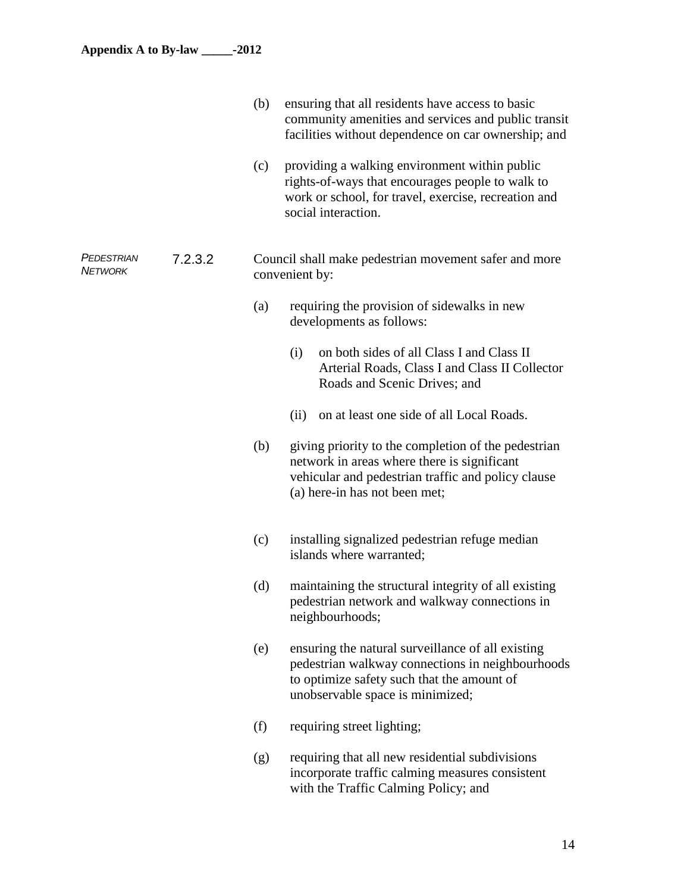(b) ensuring that all residents have access to basic community amenities and services and public transit facilities without dependence on car ownership; and

(c) providing a walking environment within public rights-of-ways that encourages people to walk to work or school, for travel, exercise, recreation and social interaction.

*PEDESTRIAN NETWORK*

7.2.3.2 Council shall make pedestrian movement safer and more convenient by:

(a) requiring the provision of sidewalks in new developments as follows:

(i) on both sides of all Class I and Class II Arterial Roads, Class I and Class II Collector Roads and Scenic Drives; and

(ii) on at least one side of all Local Roads.

(b) giving priority to the completion of the pedestrian network in areas where there is significant vehicular and pedestrian traffic and policy clause (a) here-in has not been met;

(c) installing signalized pedestrian refuge median islands where warranted;

(d) maintaining the structural integrity of all existing pedestrian network and walkway connections in neighbourhoods;

(e) ensuring the natural surveillance of all existing pedestrian walkway connections in neighbourhoods to optimize safety such that the amount of unobservable space is minimized;

(f) requiring street lighting;

(g) requiring that all new residential subdivisions incorporate traffic calming measures consistent with the Traffic Calming Policy; and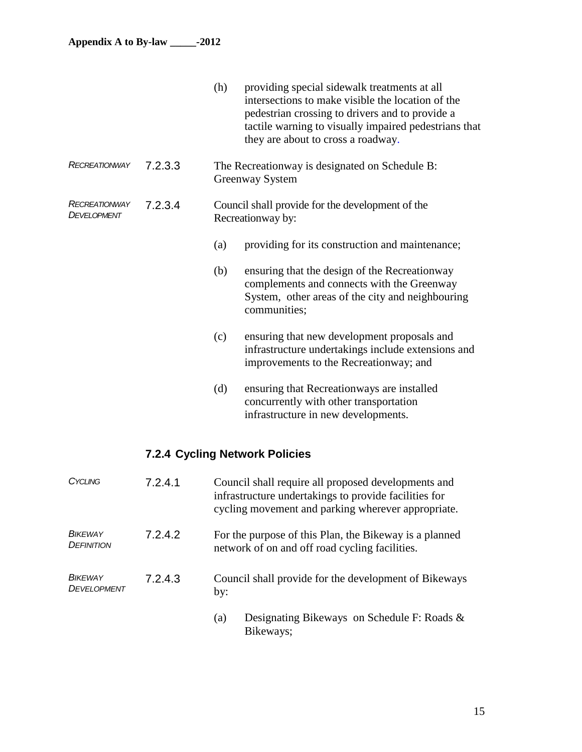(h) providing special sidewalk treatments at all intersections to make visible the location of the pedestrian crossing to drivers and to provide a tactile warning to visually impaired pedestrians that they are about to cross a roadway.

*Recreationway*

**7.2.3.3** The Recreationway is designated on Schedule B: Greenway System

*Recreationway Development*

**7.2.3.4** Council shall provide for the development of the Recreationway by:

(a) providing for its construction and maintenance;

(b) ensuring that the design of the Recreationway complements and connects with the Greenway System, other areas of the city and neighbouring communities;

(c) ensuring that new development proposals and infrastructure undertakings include extensions and improvements to the Recreationway; and

(d) ensuring that Recreationways are installed concurrently with other transportation infrastructure in new developments.

### 7.2.4 Cycling Network Policies

*Cycling*

**7.2.4.1** Council shall require all proposed developments and infrastructure undertakings to provide facilities for cycling movement and parking wherever appropriate.

*Bikeway Definition*

**7.2.4.2** For the purpose of this Plan, the Bikeway is a planned network of on and off road cycling facilities.

*Bikeway Development*

**7.2.4.3** Council shall provide for the development of Bikeways by:

(a) Designating Bikeways on Schedule F: Roads & Bikeways;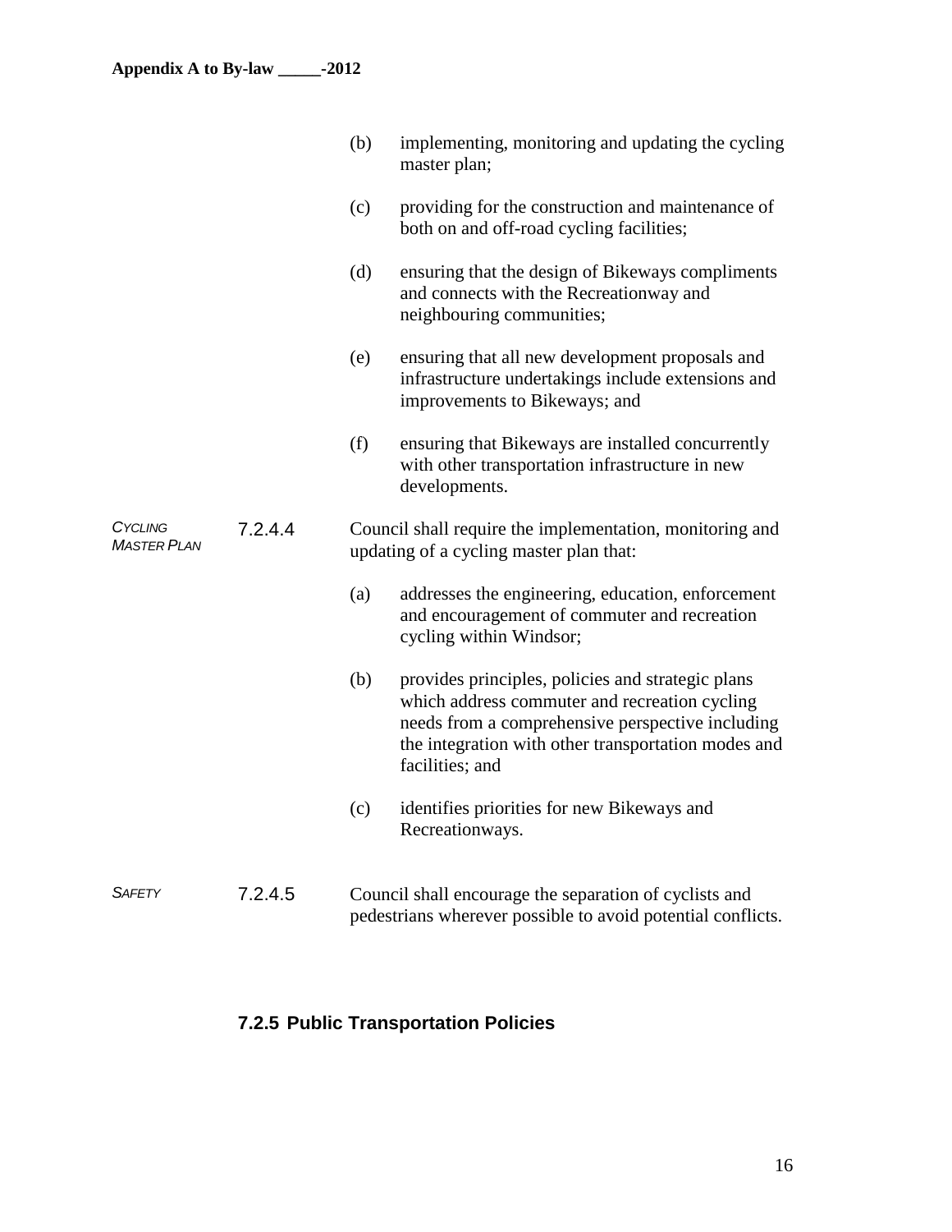(b) implementing, monitoring and updating the cycling master plan;

(c) providing for the construction and maintenance of both on and off-road cycling facilities;

(d) ensuring that the design of Bikeways compliments and connects with the Recreationway and neighbouring communities;

(e) ensuring that all new development proposals and infrastructure undertakings include extensions and improvements to Bikeways; and

(f) ensuring that Bikeways are installed concurrently with other transportation infrastructure in new developments.

*Cycling Master Plan*

**7.2.4.4** Council shall require the implementation, monitoring and updating of a cycling master plan that:

(a) addresses the engineering, education, enforcement and encouragement of commuter and recreation cycling within Windsor;

(b) provides principles, policies and strategic plans which address commuter and recreation cycling needs from a comprehensive perspective including the integration with other transportation modes and facilities; and

(c) identifies priorities for new Bikeways and Recreationways.

*Safety*

**7.2.4.5** Council shall encourage the separation of cyclists and pedestrians wherever possible to avoid potential conflicts.

### 7.2.5 Public Transportation Policies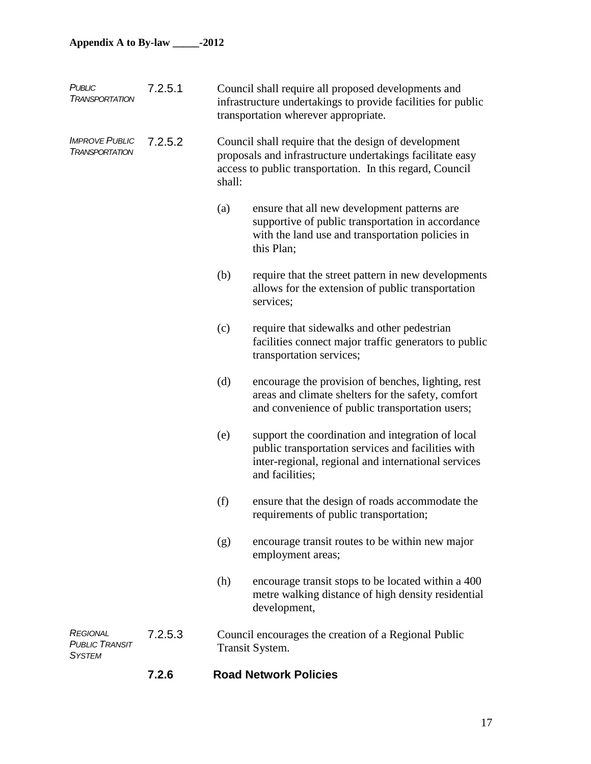*PUBLIC TRANSPORTATION*

7.2.5.1 Council shall require all proposed developments and infrastructure undertakings to provide facilities for public transportation wherever appropriate.

*IMPROVE PUBLIC TRANSPORTATION*

7.2.5.2 Council shall require that the design of development proposals and infrastructure undertakings facilitate easy access to public transportation. In this regard, Council shall:

(a) ensure that all new development patterns are supportive of public transportation in accordance with the land use and transportation policies in this Plan;

(b) require that the street pattern in new developments allows for the extension of public transportation services;

(c) require that sidewalks and other pedestrian facilities connect major traffic generators to public transportation services;

(d) encourage the provision of benches, lighting, rest areas and climate shelters for the safety, comfort and convenience of public transportation users;

(e) support the coordination and integration of local public transportation services and facilities with inter-regional, regional and international services and facilities;

(f) ensure that the design of roads accommodate the requirements of public transportation;

(g) encourage transit routes to be within new major employment areas;

(h) encourage transit stops to be located within a 400 metre walking distance of high density residential development,

*REGIONAL PUBLIC TRANSIT SYSTEM*

7.2.5.3 Council encourages the creation of a Regional Public Transit System.

### 7.2.6 Road Network Policies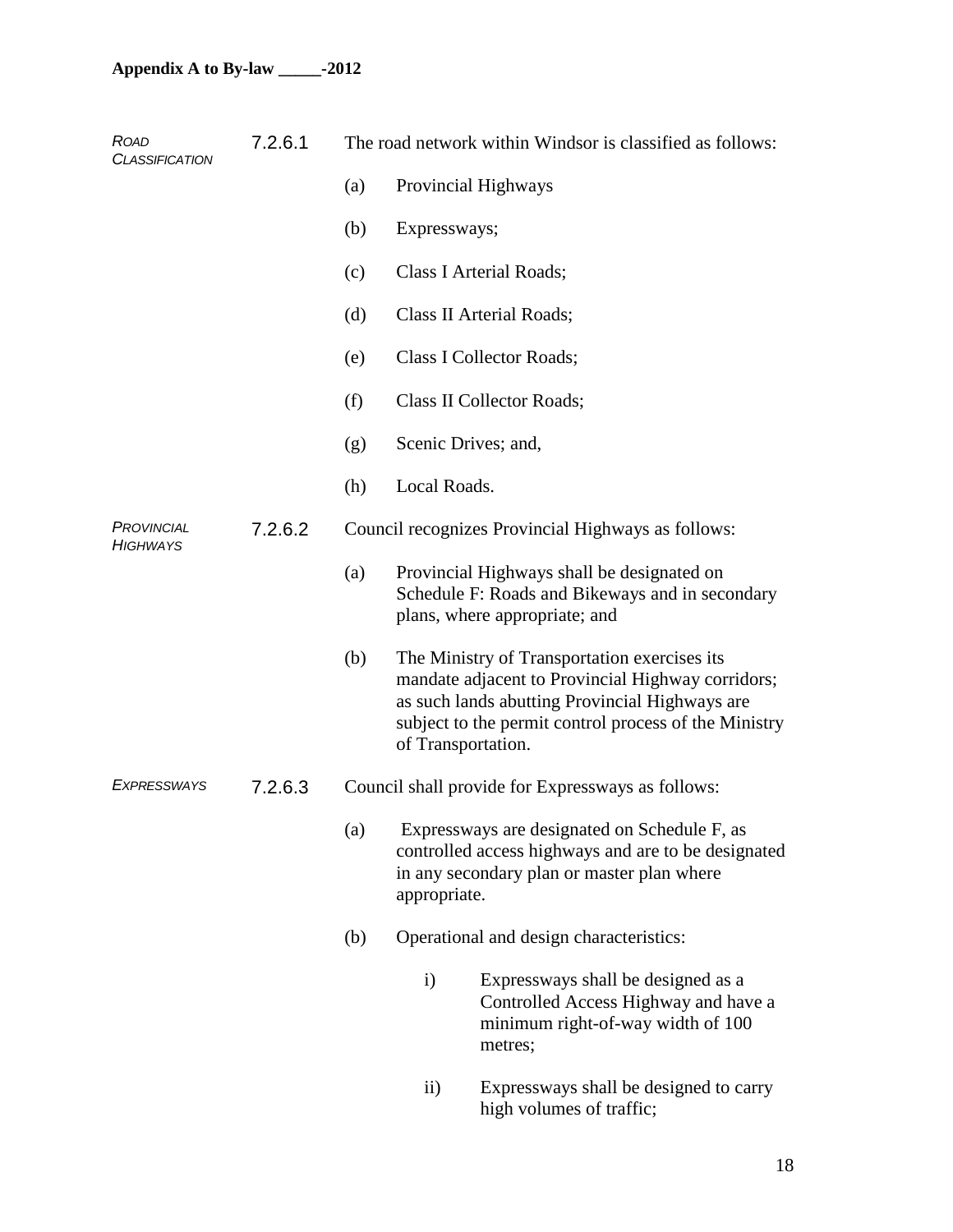*ROAD CLASSIFICATION*

7.2.6.1 The road network within Windsor is classified as follows:

(a) Provincial Highways

(b) Expressways;

(c) Class I Arterial Roads;

(d) Class II Arterial Roads;

(e) Class I Collector Roads;

(f) Class II Collector Roads;

(g) Scenic Drives; and,

(h) Local Roads.

*PROVINCIAL HIGHWAYS*

7.2.6.2 Council recognizes Provincial Highways as follows:

(a) Provincial Highways shall be designated on Schedule F: Roads and Bikeways and in secondary plans, where appropriate; and

(b) The Ministry of Transportation exercises its mandate adjacent to Provincial Highway corridors; as such lands abutting Provincial Highways are subject to the permit control process of the Ministry of Transportation.

*EXPRESSWAYS*

7.2.6.3 Council shall provide for Expressways as follows:

(a) Expressways are designated on Schedule F, as controlled access highways and are to be designated in any secondary plan or master plan where appropriate.

(b) Operational and design characteristics:

i) Expressways shall be designed as a Controlled Access Highway and have a minimum right-of-way width of 100 metres;

ii) Expressways shall be designed to carry high volumes of traffic;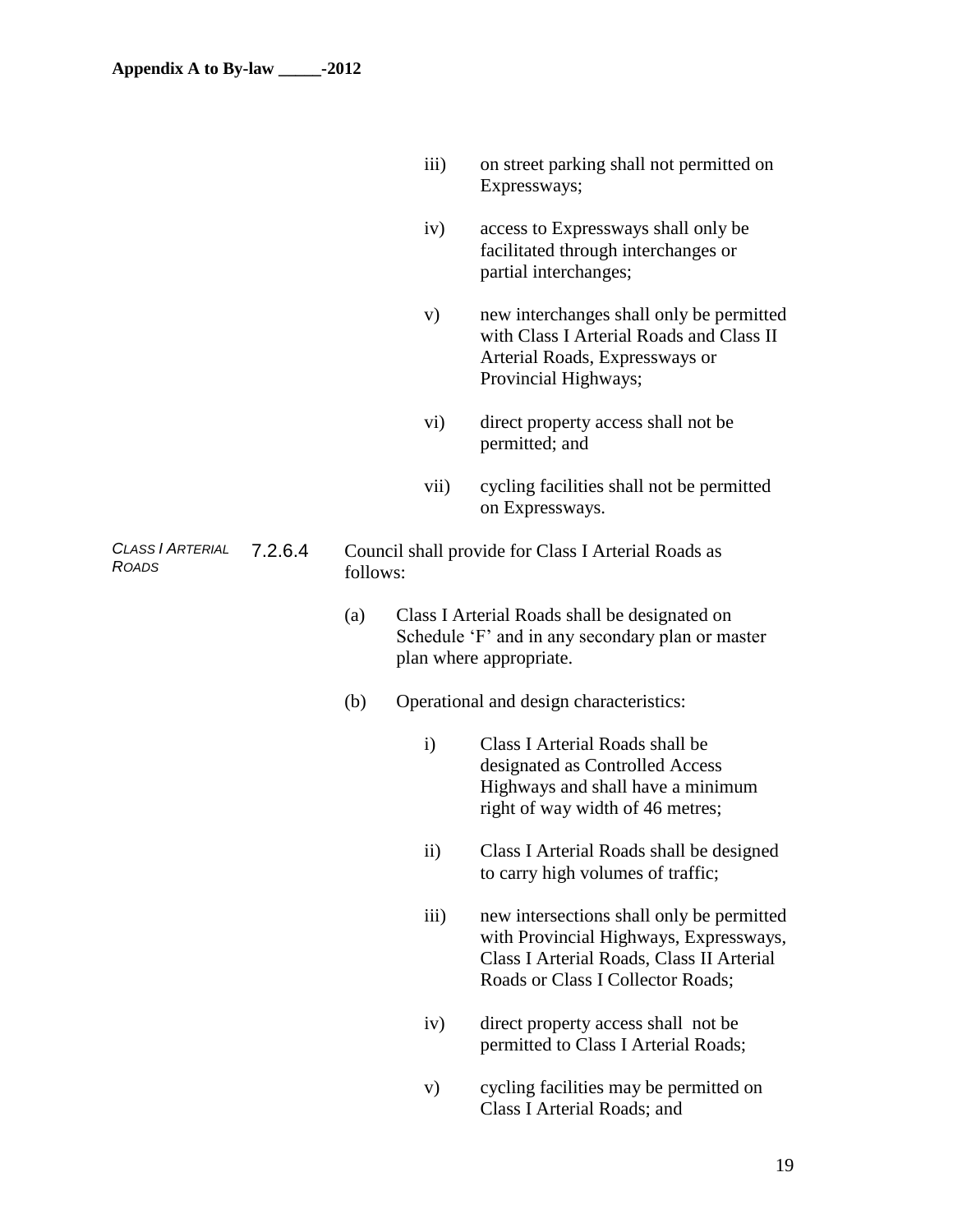iii) on street parking shall not permitted on Expressways;

iv) access to Expressways shall only be facilitated through interchanges or partial interchanges;

v) new interchanges shall only be permitted with Class I Arterial Roads and Class II Arterial Roads, Expressways or Provincial Highways;

vi) direct property access shall not be permitted; and

vii) cycling facilities shall not be permitted on Expressways.

*CLASS I ARTERIAL ROADS*

7.2.6.4 Council shall provide for Class I Arterial Roads as follows:

(a) Class I Arterial Roads shall be designated on Schedule 'F' and in any secondary plan or master plan where appropriate.

(b) Operational and design characteristics:

i) Class I Arterial Roads shall be designated as Controlled Access Highways and shall have a minimum right of way width of 46 metres;

ii) Class I Arterial Roads shall be designed to carry high volumes of traffic;

iii) new intersections shall only be permitted with Provincial Highways, Expressways, Class I Arterial Roads, Class II Arterial Roads or Class I Collector Roads;

iv) direct property access shall not be permitted to Class I Arterial Roads;

v) cycling facilities may be permitted on Class I Arterial Roads; and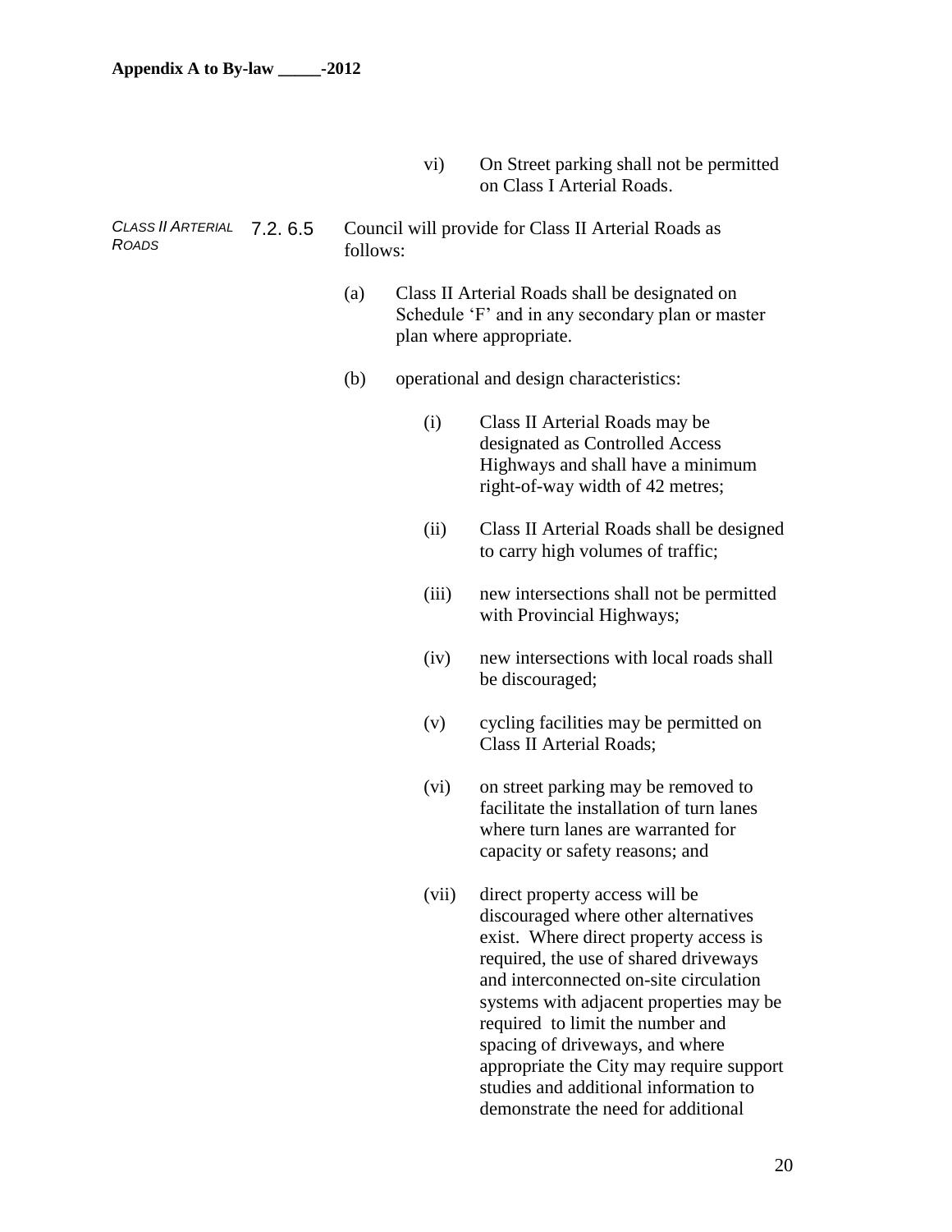vi) On Street parking shall not be permitted on Class I Arterial Roads.

*CLASS II ARTERIAL ROADS*

7.2. 6.5 Council will provide for Class II Arterial Roads as follows:

(a) Class II Arterial Roads shall be designated on Schedule 'F' and in any secondary plan or master plan where appropriate.

(b) operational and design characteristics:

(i) Class II Arterial Roads may be designated as Controlled Access Highways and shall have a minimum right-of-way width of 42 metres;

(ii) Class II Arterial Roads shall be designed to carry high volumes of traffic;

(iii) new intersections shall not be permitted with Provincial Highways;

(iv) new intersections with local roads shall be discouraged;

(v) cycling facilities may be permitted on Class II Arterial Roads;

(vi) on street parking may be removed to facilitate the installation of turn lanes where turn lanes are warranted for capacity or safety reasons; and

(vii) direct property access will be discouraged where other alternatives exist. Where direct property access is required, the use of shared driveways and interconnected on-site circulation systems with adjacent properties may be required to limit the number and spacing of driveways, and where appropriate the City may require support studies and additional information to demonstrate the need for additional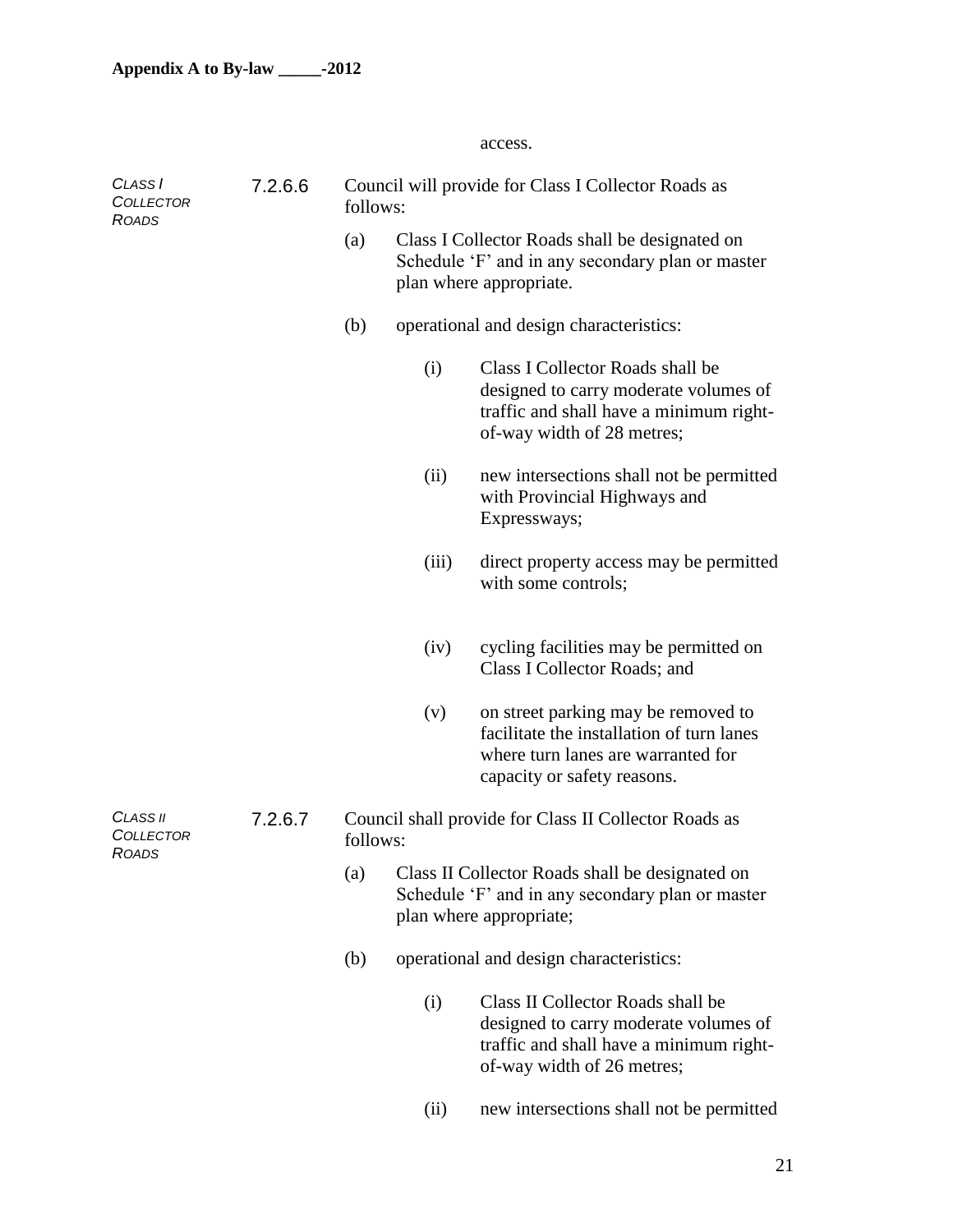access.

*CLASS I COLLECTOR ROADS*

7.2.6.6 Council will provide for Class I Collector Roads as follows:

(a) Class I Collector Roads shall be designated on Schedule 'F' and in any secondary plan or master plan where appropriate.

(b) operational and design characteristics:

(i) Class I Collector Roads shall be designed to carry moderate volumes of traffic and shall have a minimum right-of-way width of 28 metres;

(ii) new intersections shall not be permitted with Provincial Highways and Expressways;

(iii) direct property access may be permitted with some controls;

(iv) cycling facilities may be permitted on Class I Collector Roads; and

(v) on street parking may be removed to facilitate the installation of turn lanes where turn lanes are warranted for capacity or safety reasons.

*CLASS II COLLECTOR ROADS*

7.2.6.7 Council shall provide for Class II Collector Roads as follows:

(a) Class II Collector Roads shall be designated on Schedule 'F' and in any secondary plan or master plan where appropriate;

(b) operational and design characteristics:

(i) Class II Collector Roads shall be designed to carry moderate volumes of traffic and shall have a minimum right-of-way width of 26 metres;

(ii) new intersections shall not be permitted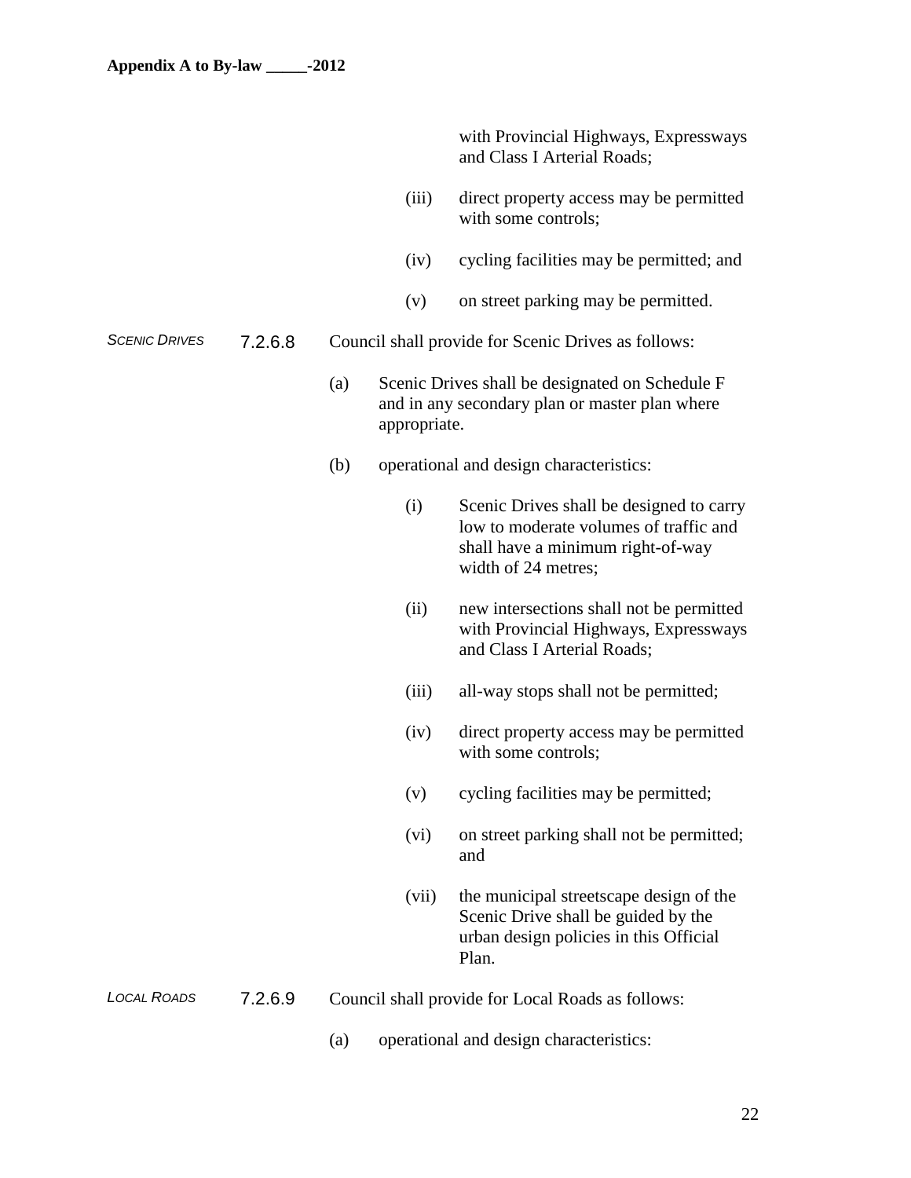with Provincial Highways, Expressways and Class I Arterial Roads;

(iii) direct property access may be permitted with some controls;

(iv) cycling facilities may be permitted; and

(v) on street parking may be permitted.

*SCENIC DRIVES*

7.2.6.8 Council shall provide for Scenic Drives as follows:

(a) Scenic Drives shall be designated on Schedule F and in any secondary plan or master plan where appropriate.

(b) operational and design characteristics:

(i) Scenic Drives shall be designed to carry low to moderate volumes of traffic and shall have a minimum right-of-way width of 24 metres;

(ii) new intersections shall not be permitted with Provincial Highways, Expressways and Class I Arterial Roads;

(iii) all-way stops shall not be permitted;

(iv) direct property access may be permitted with some controls;

(v) cycling facilities may be permitted;

(vi) on street parking shall not be permitted; and

(vii) the municipal streetscape design of the Scenic Drive shall be guided by the urban design policies in this Official Plan.

*LOCAL ROADS*

7.2.6.9 Council shall provide for Local Roads as follows:

(a) operational and design characteristics: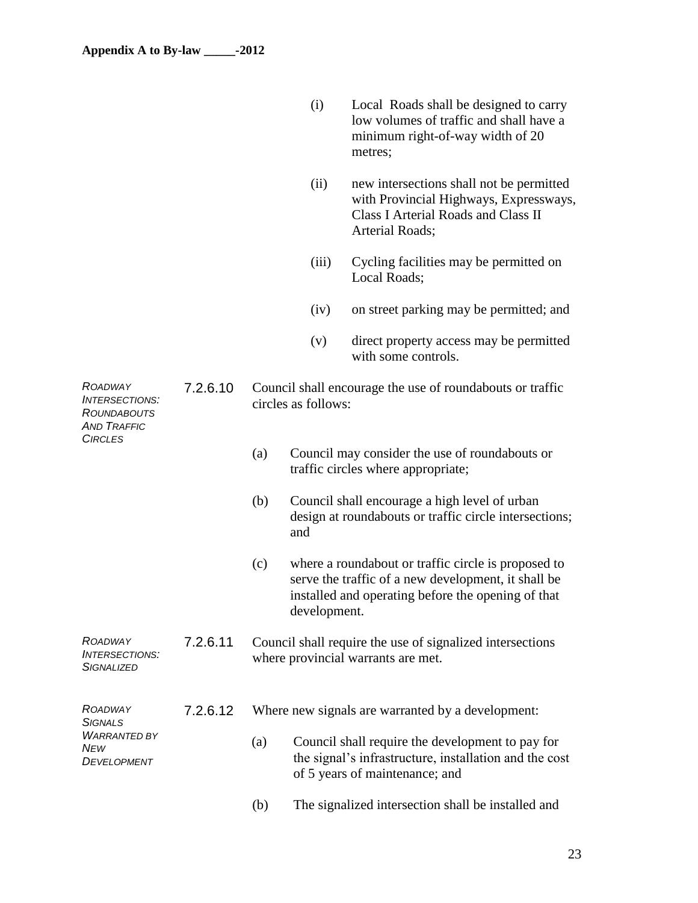(i) Local Roads shall be designed to carry low volumes of traffic and shall have a minimum right-of-way width of 20 metres;

(ii) new intersections shall not be permitted with Provincial Highways, Expressways, Class I Arterial Roads and Class II Arterial Roads;

(iii) Cycling facilities may be permitted on Local Roads;

(iv) on street parking may be permitted; and

(v) direct property access may be permitted with some controls.

*ROADWAY INTERSECTIONS: ROUNDABOUTS AND TRAFFIC CIRCLES*

7.2.6.10 Council shall encourage the use of roundabouts or traffic circles as follows:

(a) Council may consider the use of roundabouts or traffic circles where appropriate;

(b) Council shall encourage a high level of urban design at roundabouts or traffic circle intersections; and

(c) where a roundabout or traffic circle is proposed to serve the traffic of a new development, it shall be installed and operating before the opening of that development.

*ROADWAY INTERSECTIONS: SIGNALIZED*

7.2.6.11 Council shall require the use of signalized intersections where provincial warrants are met.

*ROADWAY SIGNALS WARRANTED BY NEW DEVELOPMENT*

7.2.6.12 Where new signals are warranted by a development:

(a) Council shall require the development to pay for the signal's infrastructure, installation and the cost of 5 years of maintenance; and

(b) The signalized intersection shall be installed and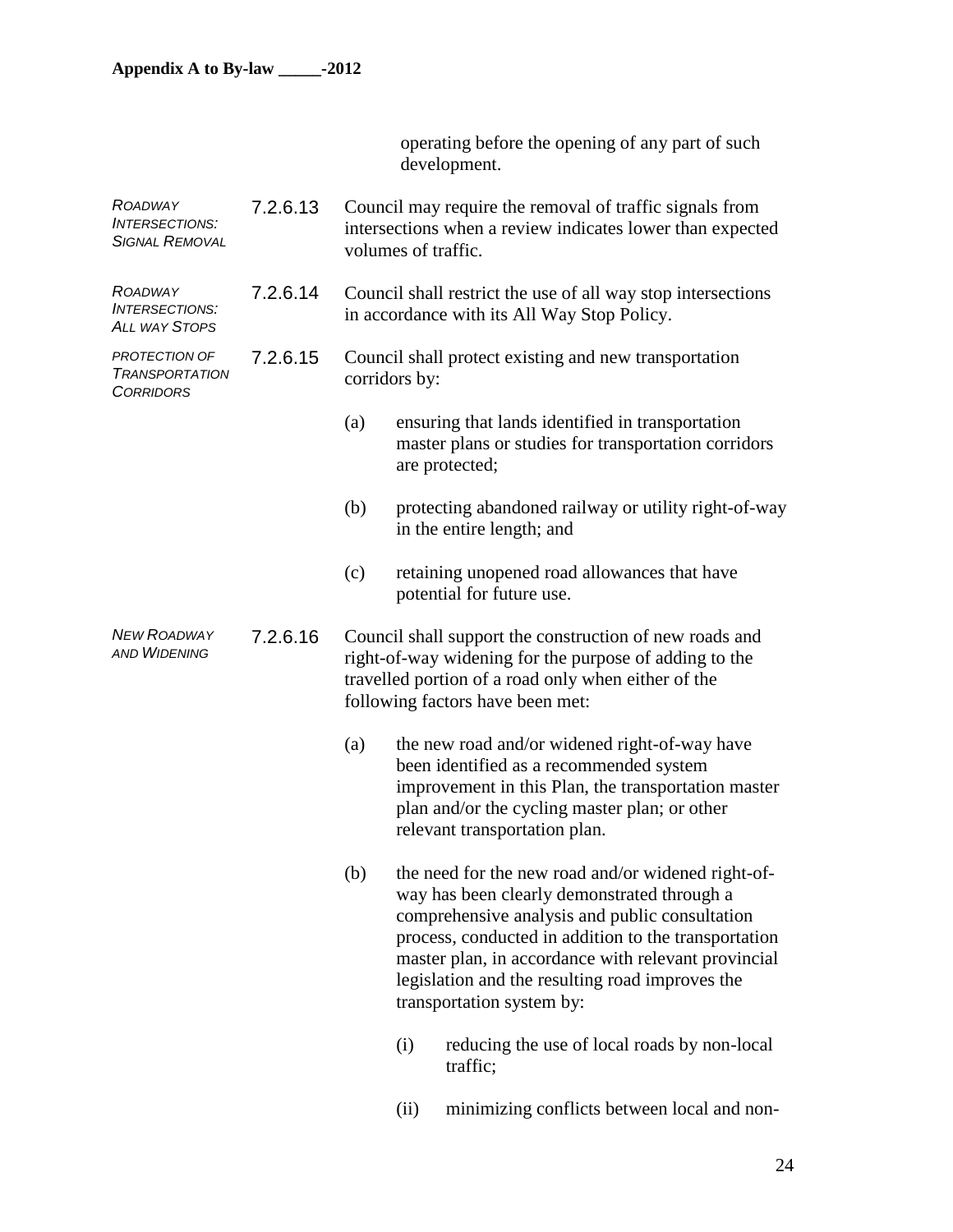operating before the opening of any part of such development.

*ROADWAY INTERSECTIONS: SIGNAL REMOVAL*

7.2.6.13 Council may require the removal of traffic signals from intersections when a review indicates lower than expected volumes of traffic.

*ROADWAY INTERSECTIONS: ALL WAY STOPS*

7.2.6.14 Council shall restrict the use of all way stop intersections in accordance with its All Way Stop Policy.

*PROTECTION OF TRANSPORTATION CORRIDORS*

7.2.6.15 Council shall protect existing and new transportation corridors by:

(a) ensuring that lands identified in transportation master plans or studies for transportation corridors are protected;

(b) protecting abandoned railway or utility right-of-way in the entire length; and

(c) retaining unopened road allowances that have potential for future use.

*NEW ROADWAY AND WIDENING*

7.2.6.16 Council shall support the construction of new roads and right-of-way widening for the purpose of adding to the travelled portion of a road only when either of the following factors have been met:

(a) the new road and/or widened right-of-way have been identified as a recommended system improvement in this Plan, the transportation master plan and/or the cycling master plan; or other relevant transportation plan.

(b) the need for the new road and/or widened right-of-way has been clearly demonstrated through a comprehensive analysis and public consultation process, conducted in addition to the transportation master plan, in accordance with relevant provincial legislation and the resulting road improves the transportation system by:

(i) reducing the use of local roads by non-local traffic;

(ii) minimizing conflicts between local and non-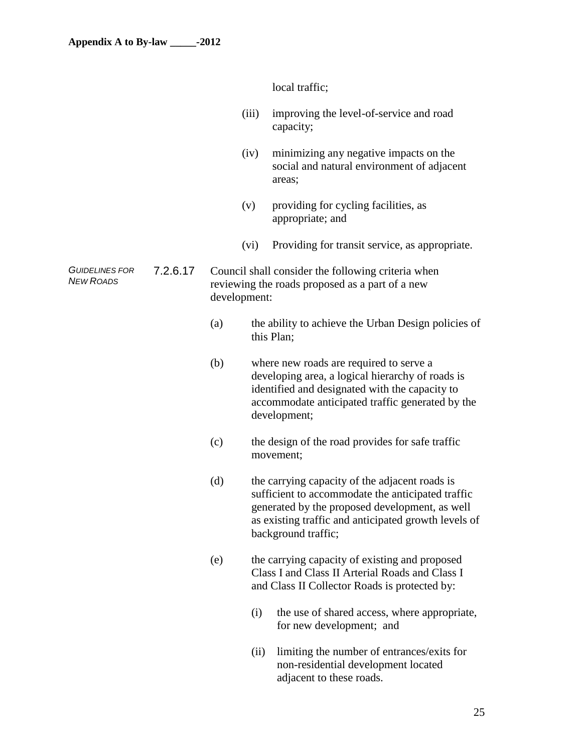local traffic;

(iii) improving the level-of-service and road capacity;

(iv) minimizing any negative impacts on the social and natural environment of adjacent areas;

(v) providing for cycling facilities, as appropriate; and

(vi) Providing for transit service, as appropriate.

*GUIDELINES FOR NEW ROADS*

7.2.6.17 Council shall consider the following criteria when reviewing the roads proposed as a part of a new development:

(a) the ability to achieve the Urban Design policies of this Plan;

(b) where new roads are required to serve a developing area, a logical hierarchy of roads is identified and designated with the capacity to accommodate anticipated traffic generated by the development;

(c) the design of the road provides for safe traffic movement;

(d) the carrying capacity of the adjacent roads is sufficient to accommodate the anticipated traffic generated by the proposed development, as well as existing traffic and anticipated growth levels of background traffic;

(e) the carrying capacity of existing and proposed Class I and Class II Arterial Roads and Class I and Class II Collector Roads is protected by:

(i) the use of shared access, where appropriate, for new development; and

(ii) limiting the number of entrances/exits for non-residential development located adjacent to these roads.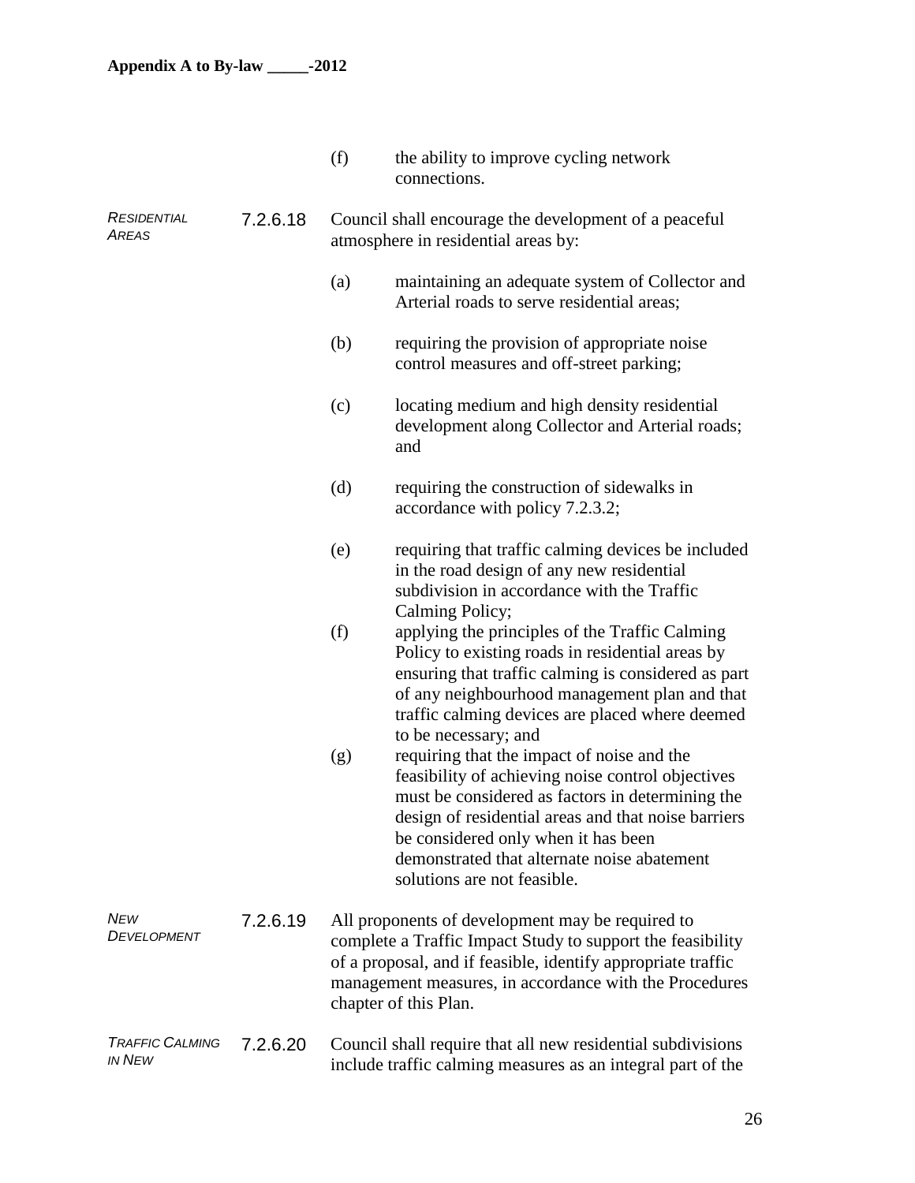(f) the ability to improve cycling network connections.

*RESIDENTIAL AREAS*

7.2.6.18 Council shall encourage the development of a peaceful atmosphere in residential areas by:

(a) maintaining an adequate system of Collector and Arterial roads to serve residential areas;

(b) requiring the provision of appropriate noise control measures and off-street parking;

(c) locating medium and high density residential development along Collector and Arterial roads; and

(d) requiring the construction of sidewalks in accordance with policy 7.2.3.2;

(e) requiring that traffic calming devices be included in the road design of any new residential subdivision in accordance with the Traffic Calming Policy;

(f) applying the principles of the Traffic Calming Policy to existing roads in residential areas by ensuring that traffic calming is considered as part of any neighbourhood management plan and that traffic calming devices are placed where deemed to be necessary; and

(g) requiring that the impact of noise and the feasibility of achieving noise control objectives must be considered as factors in determining the design of residential areas and that noise barriers be considered only when it has been demonstrated that alternate noise abatement solutions are not feasible.

*NEW DEVELOPMENT*

7.2.6.19 All proponents of development may be required to complete a Traffic Impact Study to support the feasibility of a proposal, and if feasible, identify appropriate traffic management measures, in accordance with the Procedures chapter of this Plan.

*TRAFFIC CALMING IN NEW*

7.2.6.20 Council shall require that all new residential subdivisions include traffic calming measures as an integral part of the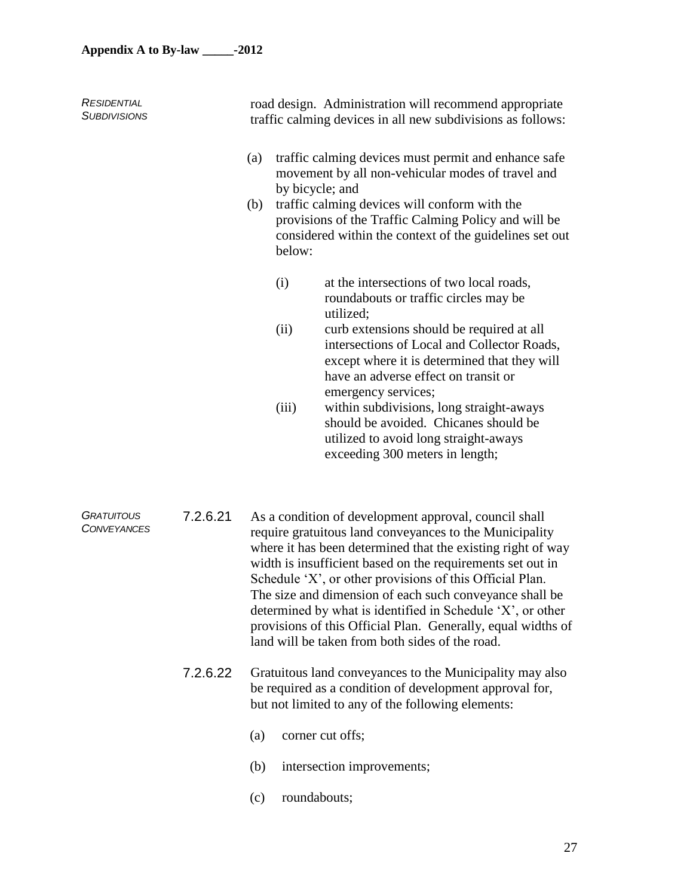*RESIDENTIAL SUBDIVISIONS*

road design. Administration will recommend appropriate traffic calming devices in all new subdivisions as follows:

(a) traffic calming devices must permit and enhance safe movement by all non-vehicular modes of travel and by bicycle; and

(b) traffic calming devices will conform with the provisions of the Traffic Calming Policy and will be considered within the context of the guidelines set out below:

   (i) at the intersections of two local roads, roundabouts or traffic circles may be utilized;

   (ii) curb extensions should be required at all intersections of Local and Collector Roads, except where it is determined that they will have an adverse effect on transit or emergency services;

   (iii) within subdivisions, long straight-aways should be avoided. Chicanes should be utilized to avoid long straight-aways exceeding 300 meters in length;

*GRATUITOUS CONVEYANCES*

7.2.6.21 As a condition of development approval, council shall require gratuitous land conveyances to the Municipality where it has been determined that the existing right of way width is insufficient based on the requirements set out in Schedule 'X', or other provisions of this Official Plan. The size and dimension of each such conveyance shall be determined by what is identified in Schedule 'X', or other provisions of this Official Plan. Generally, equal widths of land will be taken from both sides of the road.

7.2.6.22 Gratuitous land conveyances to the Municipality may also be required as a condition of development approval for, but not limited to any of the following elements:

(a) corner cut offs;

(b) intersection improvements;

(c) roundabouts;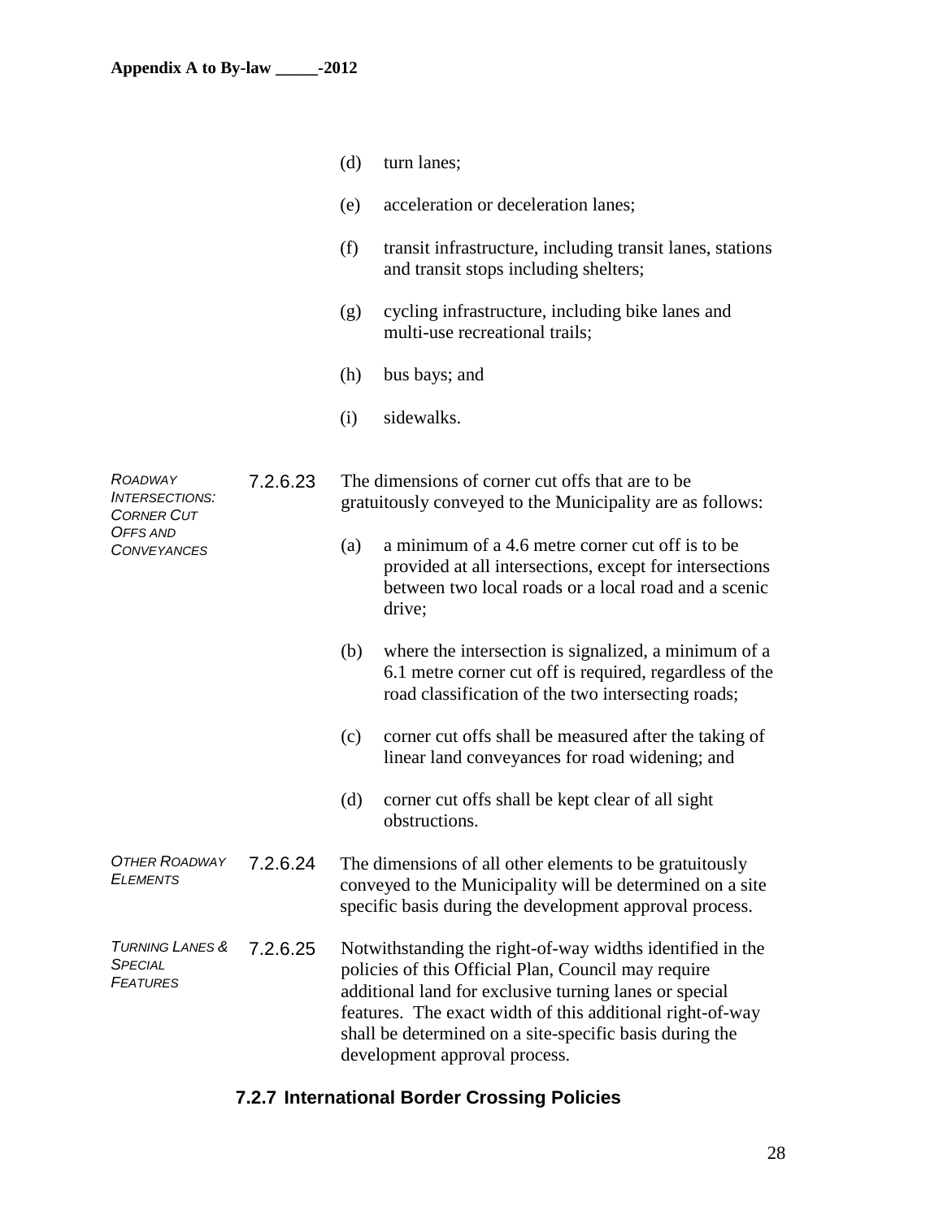(d) turn lanes;

(e) acceleration or deceleration lanes;

(f) transit infrastructure, including transit lanes, stations and transit stops including shelters;

(g) cycling infrastructure, including bike lanes and multi-use recreational trails;

(h) bus bays; and

(i) sidewalks.

*Roadway Intersections: Corner Cut Offs and Conveyances*

7.2.6.23 The dimensions of corner cut offs that are to be gratuitously conveyed to the Municipality are as follows:

(a) a minimum of a 4.6 metre corner cut off is to be provided at all intersections, except for intersections between two local roads or a local road and a scenic drive;

(b) where the intersection is signalized, a minimum of a 6.1 metre corner cut off is required, regardless of the road classification of the two intersecting roads;

(c) corner cut offs shall be measured after the taking of linear land conveyances for road widening; and

(d) corner cut offs shall be kept clear of all sight obstructions.

*Other Roadway Elements*

7.2.6.24 The dimensions of all other elements to be gratuitously conveyed to the Municipality will be determined on a site specific basis during the development approval process.

*Turning Lanes & Special Features*

7.2.6.25 Notwithstanding the right-of-way widths identified in the policies of this Official Plan, Council may require additional land for exclusive turning lanes or special features. The exact width of this additional right-of-way shall be determined on a site-specific basis during the development approval process.

### 7.2.7 International Border Crossing Policies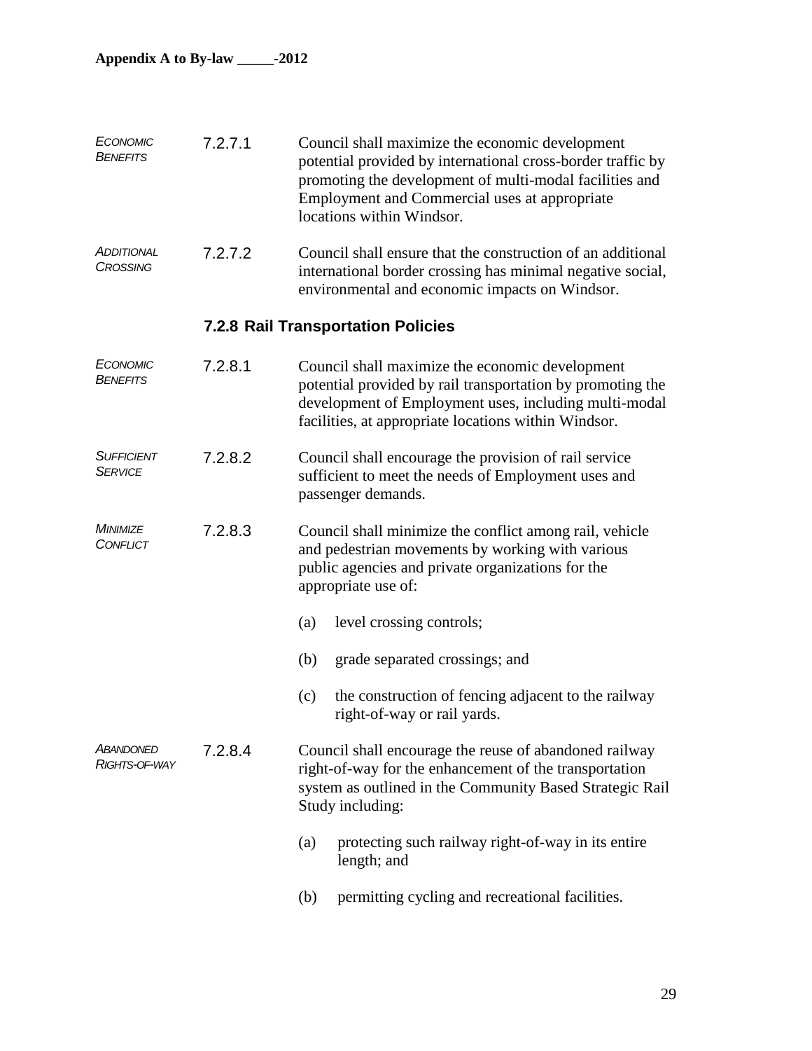*ECONOMIC BENEFITS* 7.2.7.1 Council shall maximize the economic development potential provided by international cross-border traffic by promoting the development of multi-modal facilities and Employment and Commercial uses at appropriate locations within Windsor.

*ADDITIONAL CROSSING* 7.2.7.2 Council shall ensure that the construction of an additional international border crossing has minimal negative social, environmental and economic impacts on Windsor.

### 7.2.8 Rail Transportation Policies

*ECONOMIC BENEFITS* 7.2.8.1 Council shall maximize the economic development potential provided by rail transportation by promoting the development of Employment uses, including multi-modal facilities, at appropriate locations within Windsor.

*SUFFICIENT SERVICE* 7.2.8.2 Council shall encourage the provision of rail service sufficient to meet the needs of Employment uses and passenger demands.

*MINIMIZE CONFLICT* 7.2.8.3 Council shall minimize the conflict among rail, vehicle and pedestrian movements by working with various public agencies and private organizations for the appropriate use of:

(a) level crossing controls;

(b) grade separated crossings; and

(c) the construction of fencing adjacent to the railway right-of-way or rail yards.

*ABANDONED RIGHTS-OF-WAY* 7.2.8.4 Council shall encourage the reuse of abandoned railway right-of-way for the enhancement of the transportation system as outlined in the Community Based Strategic Rail Study including:

(a) protecting such railway right-of-way in its entire length; and

(b) permitting cycling and recreational facilities.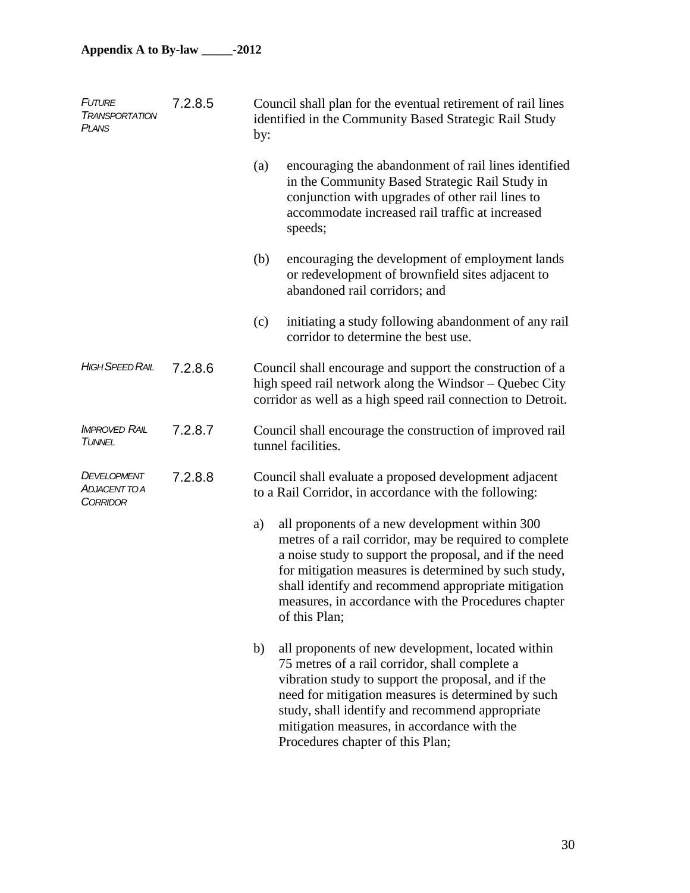*FUTURE TRANSPORTATION PLANS*

7.2.8.5 Council shall plan for the eventual retirement of rail lines identified in the Community Based Strategic Rail Study by:

(a) encouraging the abandonment of rail lines identified in the Community Based Strategic Rail Study in conjunction with upgrades of other rail lines to accommodate increased rail traffic at increased speeds;

(b) encouraging the development of employment lands or redevelopment of brownfield sites adjacent to abandoned rail corridors; and

(c) initiating a study following abandonment of any rail corridor to determine the best use.

*HIGH SPEED RAIL*

7.2.8.6 Council shall encourage and support the construction of a high speed rail network along the Windsor – Quebec City corridor as well as a high speed rail connection to Detroit.

*IMPROVED RAIL TUNNEL*

7.2.8.7 Council shall encourage the construction of improved rail tunnel facilities.

*DEVELOPMENT ADJACENT TO A CORRIDOR*

7.2.8.8 Council shall evaluate a proposed development adjacent to a Rail Corridor, in accordance with the following:

a) all proponents of a new development within 300 metres of a rail corridor, may be required to complete a noise study to support the proposal, and if the need for mitigation measures is determined by such study, shall identify and recommend appropriate mitigation measures, in accordance with the Procedures chapter of this Plan;

b) all proponents of new development, located within 75 metres of a rail corridor, shall complete a vibration study to support the proposal, and if the need for mitigation measures is determined by such study, shall identify and recommend appropriate mitigation measures, in accordance with the Procedures chapter of this Plan;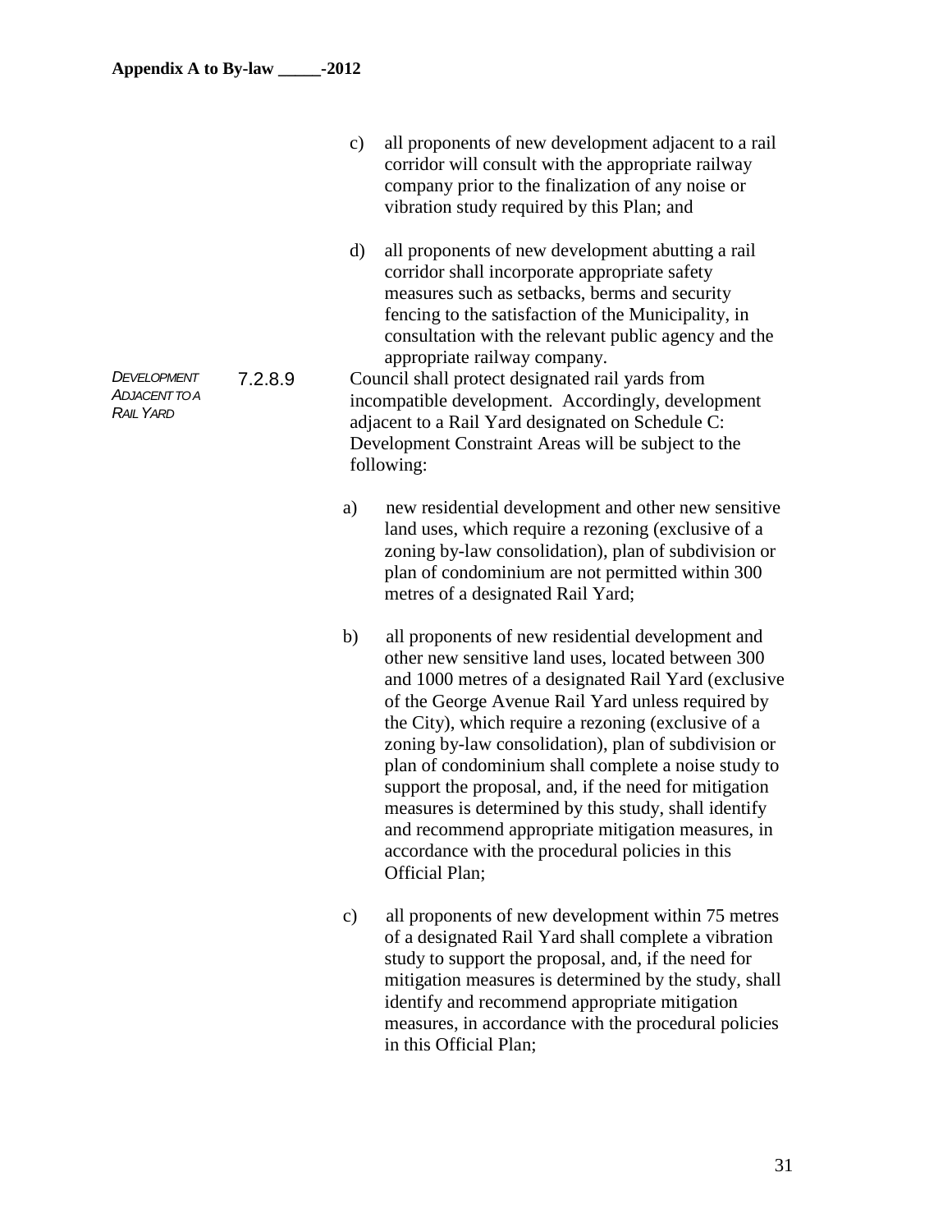c) all proponents of new development adjacent to a rail corridor will consult with the appropriate railway company prior to the finalization of any noise or vibration study required by this Plan; and

d) all proponents of new development abutting a rail corridor shall incorporate appropriate safety measures such as setbacks, berms and security fencing to the satisfaction of the Municipality, in consultation with the relevant public agency and the appropriate railway company.

*DEVELOPMENT ADJACENT TO A RAIL YARD*

7.2.8.9 Council shall protect designated rail yards from incompatible development. Accordingly, development adjacent to a Rail Yard designated on Schedule C: Development Constraint Areas will be subject to the following:

a) new residential development and other new sensitive land uses, which require a rezoning (exclusive of a zoning by-law consolidation), plan of subdivision or plan of condominium are not permitted within 300 metres of a designated Rail Yard;

b) all proponents of new residential development and other new sensitive land uses, located between 300 and 1000 metres of a designated Rail Yard (exclusive of the George Avenue Rail Yard unless required by the City), which require a rezoning (exclusive of a zoning by-law consolidation), plan of subdivision or plan of condominium shall complete a noise study to support the proposal, and, if the need for mitigation measures is determined by this study, shall identify and recommend appropriate mitigation measures, in accordance with the procedural policies in this Official Plan;

c) all proponents of new development within 75 metres of a designated Rail Yard shall complete a vibration study to support the proposal, and, if the need for mitigation measures is determined by the study, shall identify and recommend appropriate mitigation measures, in accordance with the procedural policies in this Official Plan;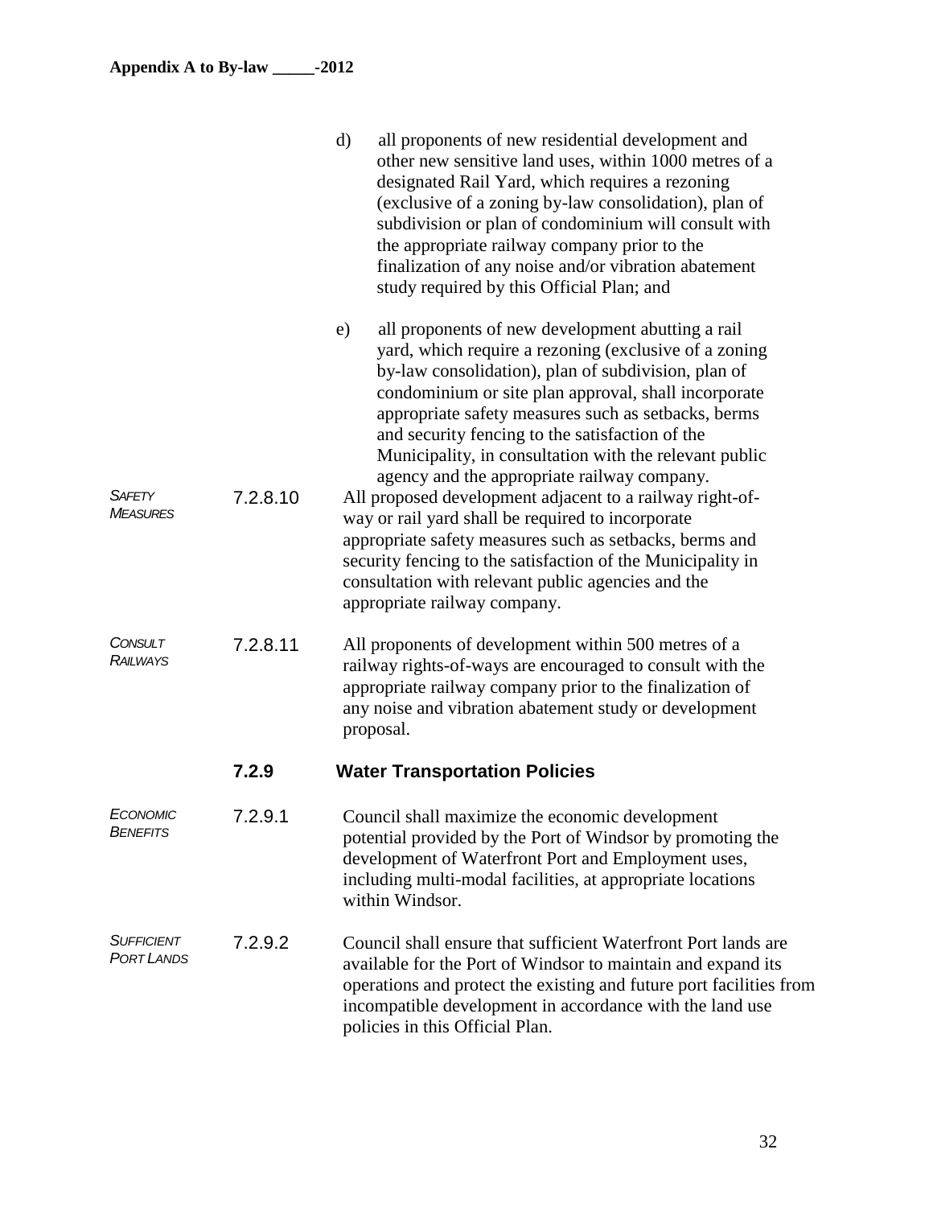d) all proponents of new residential development and other new sensitive land uses, within 1000 metres of a designated Rail Yard, which requires a rezoning (exclusive of a zoning by-law consolidation), plan of subdivision or plan of condominium will consult with the appropriate railway company prior to the finalization of any noise and/or vibration abatement study required by this Official Plan; and

e) all proponents of new development abutting a rail yard, which require a rezoning (exclusive of a zoning by-law consolidation), plan of subdivision, plan of condominium or site plan approval, shall incorporate appropriate safety measures such as setbacks, berms and security fencing to the satisfaction of the Municipality, in consultation with the relevant public agency and the appropriate railway company.

*Safety Measures*

7.2.8.10 All proposed development adjacent to a railway right-of-way or rail yard shall be required to incorporate appropriate safety measures such as setbacks, berms and security fencing to the satisfaction of the Municipality in consultation with relevant public agencies and the appropriate railway company.

*Consult Railways*

7.2.8.11 All proponents of development within 500 metres of a railway rights-of-ways are encouraged to consult with the appropriate railway company prior to the finalization of any noise and vibration abatement study or development proposal.

### 7.2.9 Water Transportation Policies

*Economic Benefits*

7.2.9.1 Council shall maximize the economic development potential provided by the Port of Windsor by promoting the development of Waterfront Port and Employment uses, including multi-modal facilities, at appropriate locations within Windsor.

*Sufficient Port Lands*

7.2.9.2 Council shall ensure that sufficient Waterfront Port lands are available for the Port of Windsor to maintain and expand its operations and protect the existing and future port facilities from incompatible development in accordance with the land use policies in this Official Plan.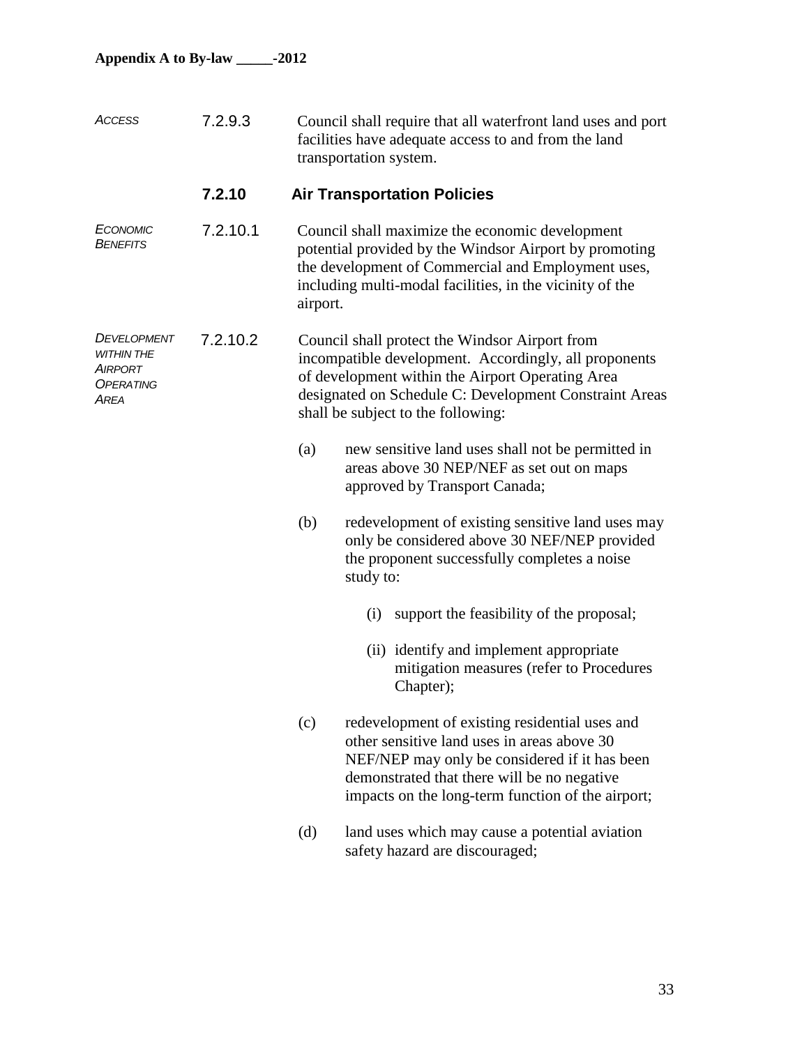*ACCESS* 7.2.9.3 Council shall require that all waterfront land uses and port facilities have adequate access to and from the land transportation system.

### 7.2.10 Air Transportation Policies

*ECONOMIC BENEFITS* 7.2.10.1 Council shall maximize the economic development potential provided by the Windsor Airport by promoting the development of Commercial and Employment uses, including multi-modal facilities, in the vicinity of the airport.

*DEVELOPMENT WITHIN THE AIRPORT OPERATING AREA* 7.2.10.2 Council shall protect the Windsor Airport from incompatible development. Accordingly, all proponents of development within the Airport Operating Area designated on Schedule C: Development Constraint Areas shall be subject to the following:

(a) new sensitive land uses shall not be permitted in areas above 30 NEP/NEF as set out on maps approved by Transport Canada;

(b) redevelopment of existing sensitive land uses may only be considered above 30 NEF/NEP provided the proponent successfully completes a noise study to:

   (i) support the feasibility of the proposal;

   (ii) identify and implement appropriate mitigation measures (refer to Procedures Chapter);

(c) redevelopment of existing residential uses and other sensitive land uses in areas above 30 NEF/NEP may only be considered if it has been demonstrated that there will be no negative impacts on the long-term function of the airport;

(d) land uses which may cause a potential aviation safety hazard are discouraged;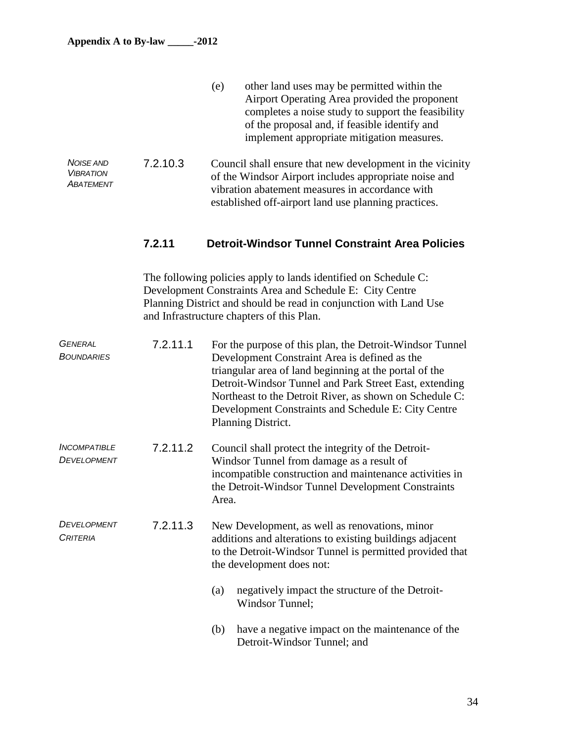(e) other land uses may be permitted within the Airport Operating Area provided the proponent completes a noise study to support the feasibility of the proposal and, if feasible identify and implement appropriate mitigation measures.

*NOISE AND VIBRATION ABATEMENT*

7.2.10.3 Council shall ensure that new development in the vicinity of the Windsor Airport includes appropriate noise and vibration abatement measures in accordance with established off-airport land use planning practices.

### 7.2.11 Detroit-Windsor Tunnel Constraint Area Policies

The following policies apply to lands identified on Schedule C: Development Constraints Area and Schedule E: City Centre Planning District and should be read in conjunction with Land Use and Infrastructure chapters of this Plan.

*GENERAL BOUNDARIES*

7.2.11.1 For the purpose of this plan, the Detroit-Windsor Tunnel Development Constraint Area is defined as the triangular area of land beginning at the portal of the Detroit-Windsor Tunnel and Park Street East, extending Northeast to the Detroit River, as shown on Schedule C: Development Constraints and Schedule E: City Centre Planning District.

*INCOMPATIBLE DEVELOPMENT*

7.2.11.2 Council shall protect the integrity of the Detroit-Windsor Tunnel from damage as a result of incompatible construction and maintenance activities in the Detroit-Windsor Tunnel Development Constraints Area.

*DEVELOPMENT CRITERIA*

7.2.11.3 New Development, as well as renovations, minor additions and alterations to existing buildings adjacent to the Detroit-Windsor Tunnel is permitted provided that the development does not:

(a) negatively impact the structure of the Detroit-Windsor Tunnel;

(b) have a negative impact on the maintenance of the Detroit-Windsor Tunnel; and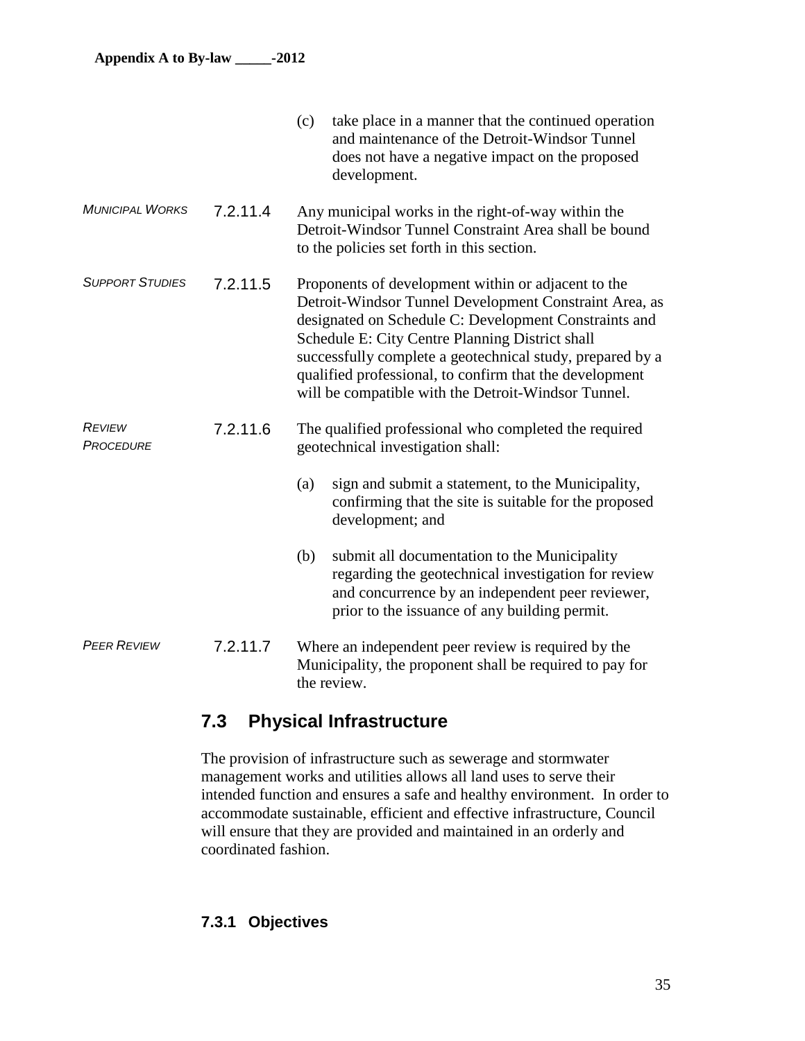(c) take place in a manner that the continued operation and maintenance of the Detroit-Windsor Tunnel does not have a negative impact on the proposed development.

*MUNICIPAL WORKS* **7.2.11.4** Any municipal works in the right-of-way within the Detroit-Windsor Tunnel Constraint Area shall be bound to the policies set forth in this section.

*SUPPORT STUDIES* **7.2.11.5** Proponents of development within or adjacent to the Detroit-Windsor Tunnel Development Constraint Area, as designated on Schedule C: Development Constraints and Schedule E: City Centre Planning District shall successfully complete a geotechnical study, prepared by a qualified professional, to confirm that the development will be compatible with the Detroit-Windsor Tunnel.

*REVIEW PROCEDURE* **7.2.11.6** The qualified professional who completed the required geotechnical investigation shall:

(a) sign and submit a statement, to the Municipality, confirming that the site is suitable for the proposed development; and

(b) submit all documentation to the Municipality regarding the geotechnical investigation for review and concurrence by an independent peer reviewer, prior to the issuance of any building permit.

*PEER REVIEW* **7.2.11.7** Where an independent peer review is required by the Municipality, the proponent shall be required to pay for the review.

## 7.3 Physical Infrastructure

The provision of infrastructure such as sewerage and stormwater management works and utilities allows all land uses to serve their intended function and ensures a safe and healthy environment. In order to accommodate sustainable, efficient and effective infrastructure, Council will ensure that they are provided and maintained in an orderly and coordinated fashion.

### 7.3.1 Objectives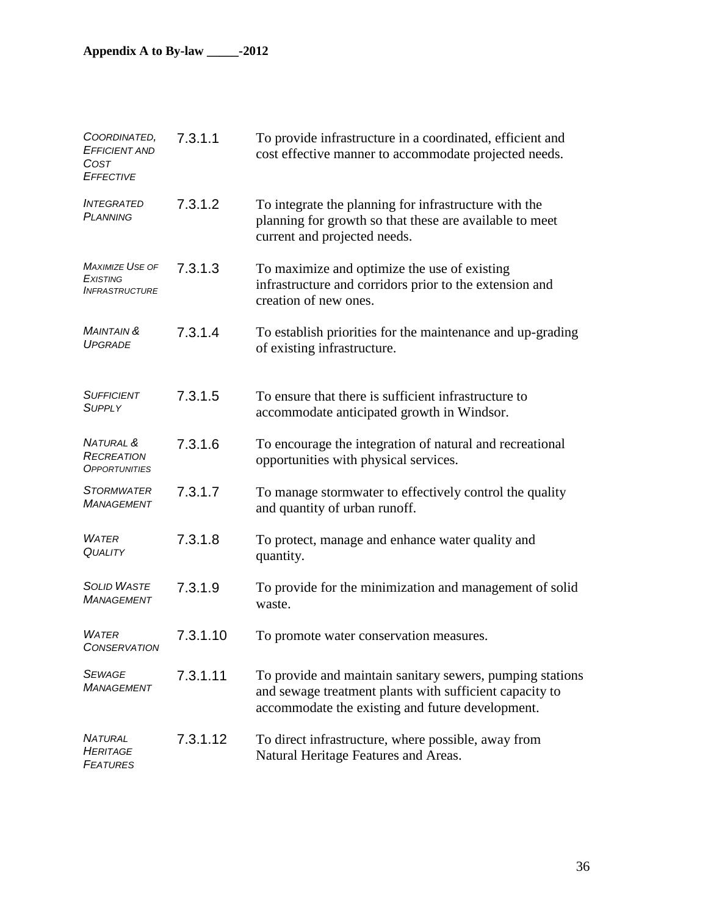**Appendix A to By-law _____-2012**

| | | |
|---|---|---|
| *Coordinated, Efficient and Cost Effective* | 7.3.1.1 | To provide infrastructure in a coordinated, efficient and cost effective manner to accommodate projected needs. |
| *Integrated Planning* | 7.3.1.2 | To integrate the planning for infrastructure with the planning for growth so that these are available to meet current and projected needs. |
| *Maximize Use of Existing Infrastructure* | 7.3.1.3 | To maximize and optimize the use of existing infrastructure and corridors prior to the extension and creation of new ones. |
| *Maintain & Upgrade* | 7.3.1.4 | To establish priorities for the maintenance and up-grading of existing infrastructure. |
| *Sufficient Supply* | 7.3.1.5 | To ensure that there is sufficient infrastructure to accommodate anticipated growth in Windsor. |
| *Natural & Recreation Opportunities* | 7.3.1.6 | To encourage the integration of natural and recreational opportunities with physical services. |
| *Stormwater Management* | 7.3.1.7 | To manage stormwater to effectively control the quality and quantity of urban runoff. |
| *Water Quality* | 7.3.1.8 | To protect, manage and enhance water quality and quantity. |
| *Solid Waste Management* | 7.3.1.9 | To provide for the minimization and management of solid waste. |
| *Water Conservation* | 7.3.1.10 | To promote water conservation measures. |
| *Sewage Management* | 7.3.1.11 | To provide and maintain sanitary sewers, pumping stations and sewage treatment plants with sufficient capacity to accommodate the existing and future development. |
| *Natural Heritage Features* | 7.3.1.12 | To direct infrastructure, where possible, away from Natural Heritage Features and Areas. |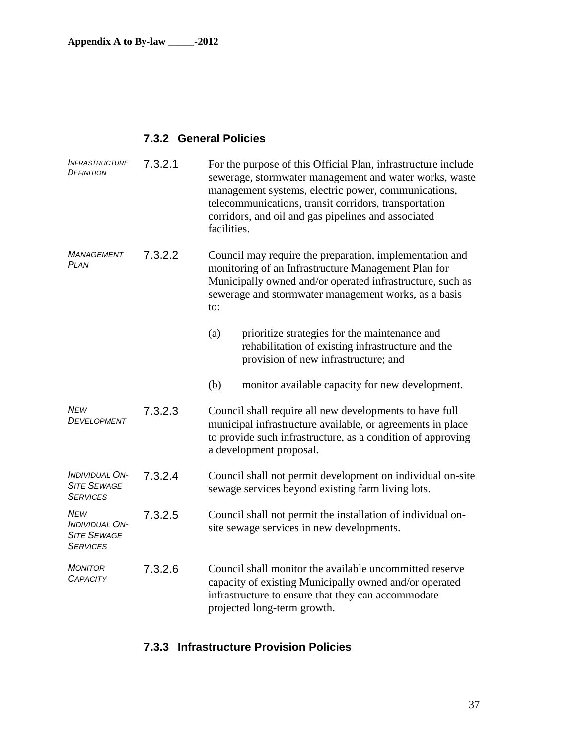### 7.3.2 General Policies

*INFRASTRUCTURE DEFINITION*

7.3.2.1 For the purpose of this Official Plan, infrastructure include sewerage, stormwater management and water works, waste management systems, electric power, communications, telecommunications, transit corridors, transportation corridors, and oil and gas pipelines and associated facilities.

*MANAGEMENT PLAN*

7.3.2.2 Council may require the preparation, implementation and monitoring of an Infrastructure Management Plan for Municipally owned and/or operated infrastructure, such as sewerage and stormwater management works, as a basis to:

(a) prioritize strategies for the maintenance and rehabilitation of existing infrastructure and the provision of new infrastructure; and

(b) monitor available capacity for new development.

*NEW DEVELOPMENT*

7.3.2.3 Council shall require all new developments to have full municipal infrastructure available, or agreements in place to provide such infrastructure, as a condition of approving a development proposal.

*INDIVIDUAL ON-SITE SEWAGE SERVICES*

7.3.2.4 Council shall not permit development on individual on-site sewage services beyond existing farm living lots.

*NEW INDIVIDUAL ON-SITE SEWAGE SERVICES*

7.3.2.5 Council shall not permit the installation of individual on-site sewage services in new developments.

*MONITOR CAPACITY*

7.3.2.6 Council shall monitor the available uncommitted reserve capacity of existing Municipally owned and/or operated infrastructure to ensure that they can accommodate projected long-term growth.

### 7.3.3 Infrastructure Provision Policies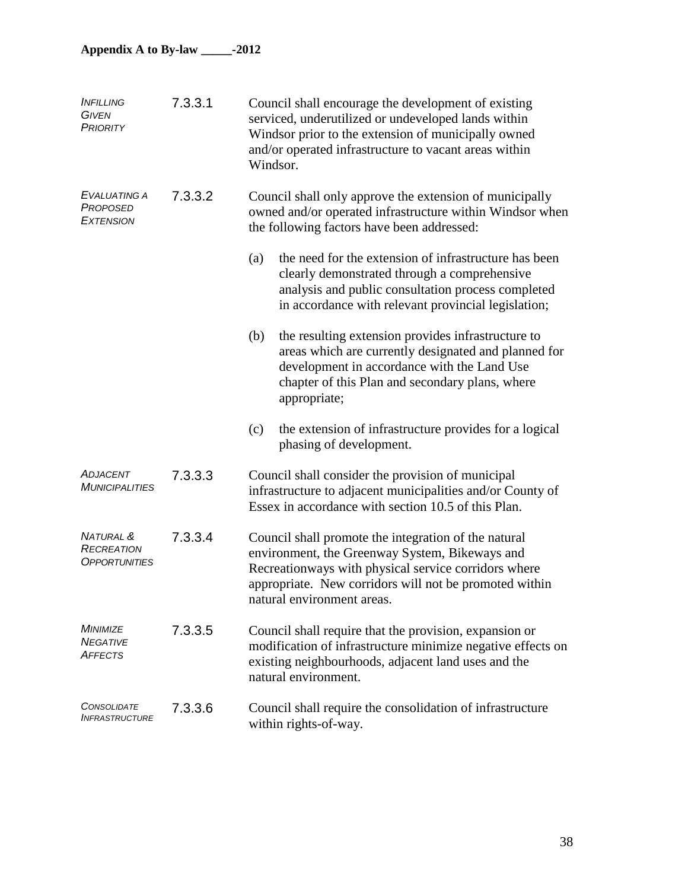Appendix A to By-law _____-2012

*INFILLING GIVEN PRIORITY*

7.3.3.1 Council shall encourage the development of existing serviced, underutilized or undeveloped lands within Windsor prior to the extension of municipally owned and/or operated infrastructure to vacant areas within Windsor.

*EVALUATING A PROPOSED EXTENSION*

7.3.3.2 Council shall only approve the extension of municipally owned and/or operated infrastructure within Windsor when the following factors have been addressed:

(a) the need for the extension of infrastructure has been clearly demonstrated through a comprehensive analysis and public consultation process completed in accordance with relevant provincial legislation;

(b) the resulting extension provides infrastructure to areas which are currently designated and planned for development in accordance with the Land Use chapter of this Plan and secondary plans, where appropriate;

(c) the extension of infrastructure provides for a logical phasing of development.

*ADJACENT MUNICIPALITIES*

7.3.3.3 Council shall consider the provision of municipal infrastructure to adjacent municipalities and/or County of Essex in accordance with section 10.5 of this Plan.

*NATURAL & RECREATION OPPORTUNITIES*

7.3.3.4 Council shall promote the integration of the natural environment, the Greenway System, Bikeways and Recreationways with physical service corridors where appropriate. New corridors will not be promoted within natural environment areas.

*MINIMIZE NEGATIVE AFFECTS*

7.3.3.5 Council shall require that the provision, expansion or modification of infrastructure minimize negative effects on existing neighbourhoods, adjacent land uses and the natural environment.

*CONSOLIDATE INFRASTRUCTURE*

7.3.3.6 Council shall require the consolidation of infrastructure within rights-of-way.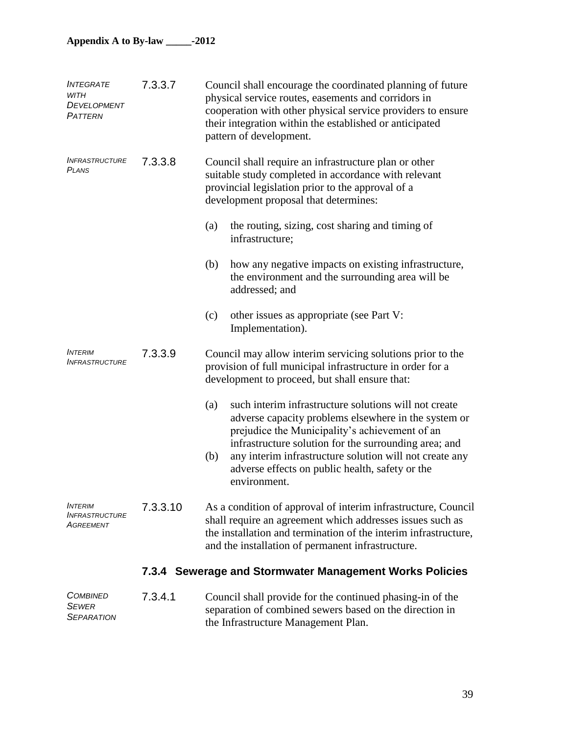*INTEGRATE WITH DEVELOPMENT PATTERN*

7.3.3.7 Council shall encourage the coordinated planning of future physical service routes, easements and corridors in cooperation with other physical service providers to ensure their integration within the established or anticipated pattern of development.

*INFRASTRUCTURE PLANS*

7.3.3.8 Council shall require an infrastructure plan or other suitable study completed in accordance with relevant provincial legislation prior to the approval of a development proposal that determines:

(a) the routing, sizing, cost sharing and timing of infrastructure;

(b) how any negative impacts on existing infrastructure, the environment and the surrounding area will be addressed; and

(c) other issues as appropriate (see Part V: Implementation).

*INTERIM INFRASTRUCTURE*

7.3.3.9 Council may allow interim servicing solutions prior to the provision of full municipal infrastructure in order for a development to proceed, but shall ensure that:

(a) such interim infrastructure solutions will not create adverse capacity problems elsewhere in the system or prejudice the Municipality's achievement of an infrastructure solution for the surrounding area; and

(b) any interim infrastructure solution will not create any adverse effects on public health, safety or the environment.

*INTERIM INFRASTRUCTURE AGREEMENT*

7.3.3.10 As a condition of approval of interim infrastructure, Council shall require an agreement which addresses issues such as the installation and termination of the interim infrastructure, and the installation of permanent infrastructure.

### 7.3.4 Sewerage and Stormwater Management Works Policies

*COMBINED SEWER SEPARATION*

7.3.4.1 Council shall provide for the continued phasing-in of the separation of combined sewers based on the direction in the Infrastructure Management Plan.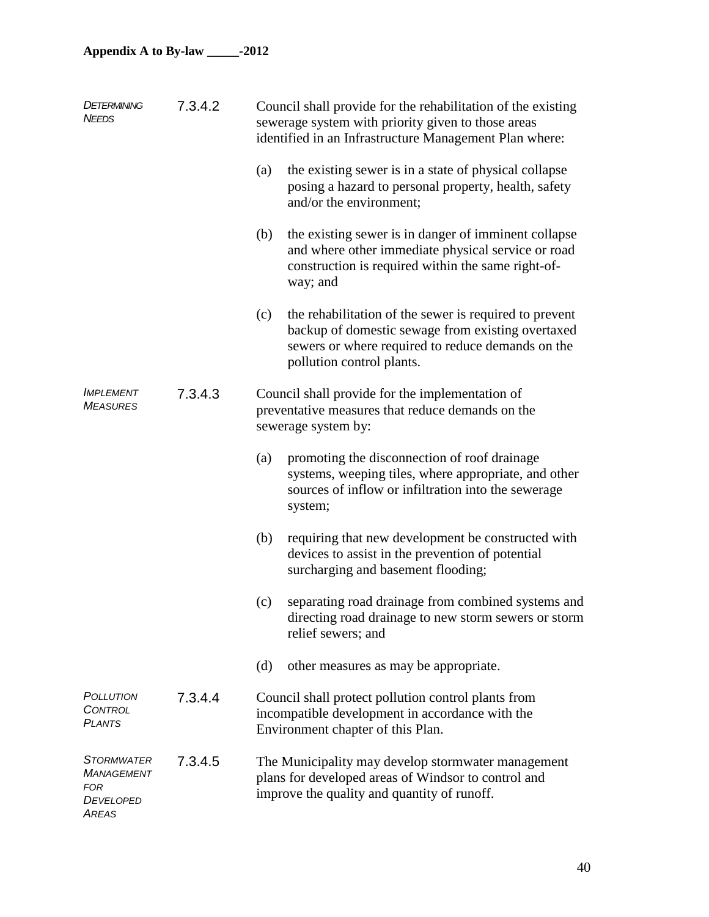*DETERMINING NEEDS*

**7.3.4.2** Council shall provide for the rehabilitation of the existing sewerage system with priority given to those areas identified in an Infrastructure Management Plan where:

(a) the existing sewer is in a state of physical collapse posing a hazard to personal property, health, safety and/or the environment;

(b) the existing sewer is in danger of imminent collapse and where other immediate physical service or road construction is required within the same right-of-way; and

(c) the rehabilitation of the sewer is required to prevent backup of domestic sewage from existing overtaxed sewers or where required to reduce demands on the pollution control plants.

*IMPLEMENT MEASURES*

**7.3.4.3** Council shall provide for the implementation of preventative measures that reduce demands on the sewerage system by:

(a) promoting the disconnection of roof drainage systems, weeping tiles, where appropriate, and other sources of inflow or infiltration into the sewerage system;

(b) requiring that new development be constructed with devices to assist in the prevention of potential surcharging and basement flooding;

(c) separating road drainage from combined systems and directing road drainage to new storm sewers or storm relief sewers; and

(d) other measures as may be appropriate.

*POLLUTION CONTROL PLANTS*

**7.3.4.4** Council shall protect pollution control plants from incompatible development in accordance with the Environment chapter of this Plan.

*STORMWATER MANAGEMENT FOR DEVELOPED AREAS*

**7.3.4.5** The Municipality may develop stormwater management plans for developed areas of Windsor to control and improve the quality and quantity of runoff.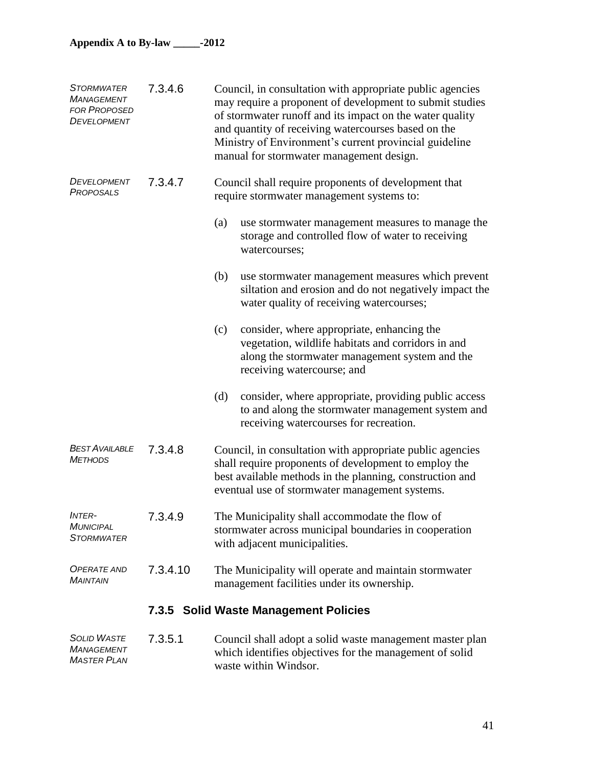*STORMWATER MANAGEMENT FOR PROPOSED DEVELOPMENT*

7.3.4.6 Council, in consultation with appropriate public agencies may require a proponent of development to submit studies of stormwater runoff and its impact on the water quality and quantity of receiving watercourses based on the Ministry of Environment's current provincial guideline manual for stormwater management design.

*DEVELOPMENT PROPOSALS*

7.3.4.7 Council shall require proponents of development that require stormwater management systems to:

(a) use stormwater management measures to manage the storage and controlled flow of water to receiving watercourses;

(b) use stormwater management measures which prevent siltation and erosion and do not negatively impact the water quality of receiving watercourses;

(c) consider, where appropriate, enhancing the vegetation, wildlife habitats and corridors in and along the stormwater management system and the receiving watercourse; and

(d) consider, where appropriate, providing public access to and along the stormwater management system and receiving watercourses for recreation.

*BEST AVAILABLE METHODS*

7.3.4.8 Council, in consultation with appropriate public agencies shall require proponents of development to employ the best available methods in the planning, construction and eventual use of stormwater management systems.

*INTER-MUNICIPAL STORMWATER*

7.3.4.9 The Municipality shall accommodate the flow of stormwater across municipal boundaries in cooperation with adjacent municipalities.

*OPERATE AND MAINTAIN*

7.3.4.10 The Municipality will operate and maintain stormwater management facilities under its ownership.

### 7.3.5 Solid Waste Management Policies

*SOLID WASTE MANAGEMENT MASTER PLAN*

7.3.5.1 Council shall adopt a solid waste management master plan which identifies objectives for the management of solid waste within Windsor.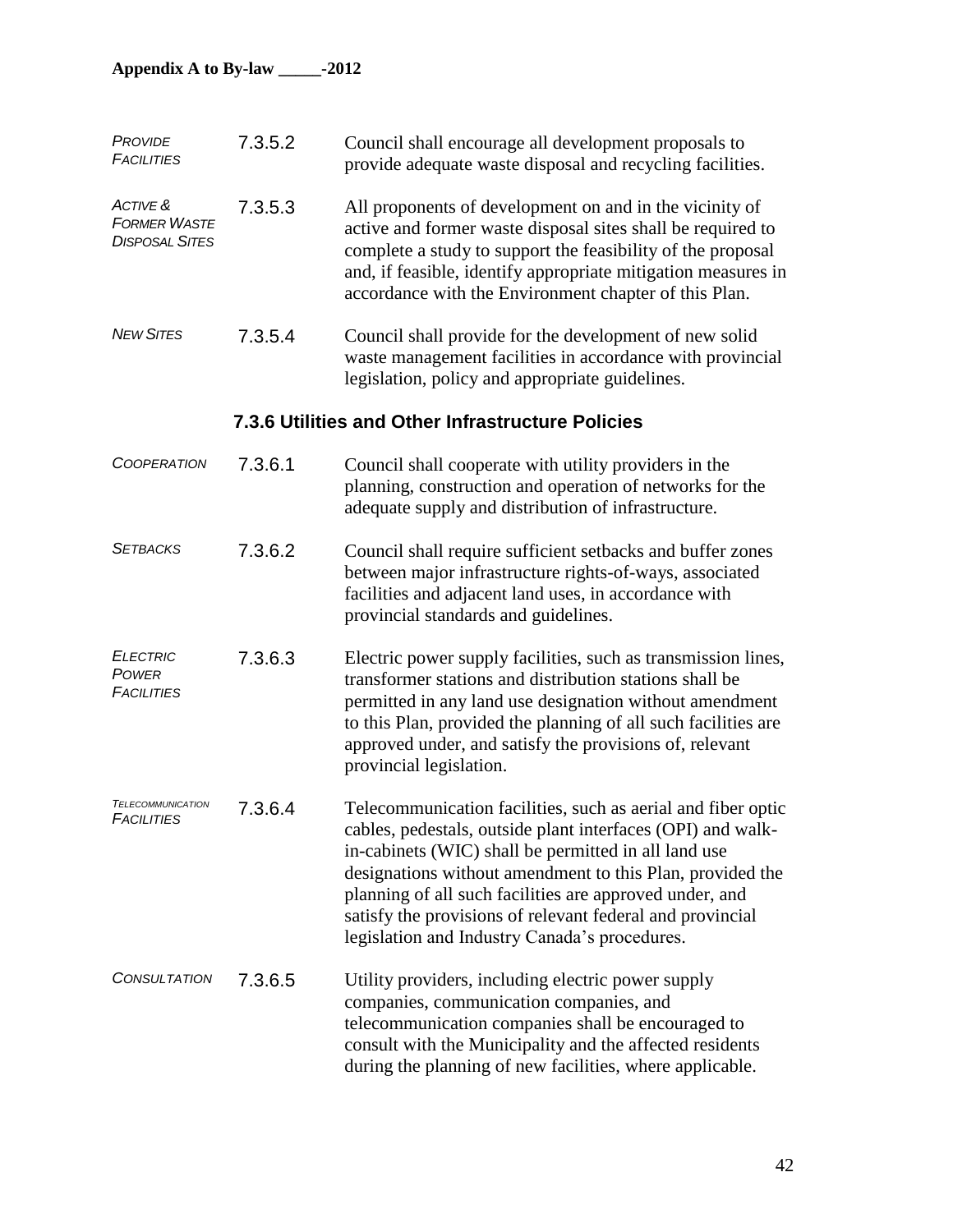*PROVIDE FACILITIES* 7.3.5.2 Council shall encourage all development proposals to provide adequate waste disposal and recycling facilities.

*ACTIVE & FORMER WASTE DISPOSAL SITES* 7.3.5.3 All proponents of development on and in the vicinity of active and former waste disposal sites shall be required to complete a study to support the feasibility of the proposal and, if feasible, identify appropriate mitigation measures in accordance with the Environment chapter of this Plan.

*NEW SITES* 7.3.5.4 Council shall provide for the development of new solid waste management facilities in accordance with provincial legislation, policy and appropriate guidelines.

### 7.3.6 Utilities and Other Infrastructure Policies

*COOPERATION* 7.3.6.1 Council shall cooperate with utility providers in the planning, construction and operation of networks for the adequate supply and distribution of infrastructure.

*SETBACKS* 7.3.6.2 Council shall require sufficient setbacks and buffer zones between major infrastructure rights-of-ways, associated facilities and adjacent land uses, in accordance with provincial standards and guidelines.

*ELECTRIC POWER FACILITIES* 7.3.6.3 Electric power supply facilities, such as transmission lines, transformer stations and distribution stations shall be permitted in any land use designation without amendment to this Plan, provided the planning of all such facilities are approved under, and satisfy the provisions of, relevant provincial legislation.

*TELECOMMUNICATION FACILITIES* 7.3.6.4 Telecommunication facilities, such as aerial and fiber optic cables, pedestals, outside plant interfaces (OPI) and walk-in-cabinets (WIC) shall be permitted in all land use designations without amendment to this Plan, provided the planning of all such facilities are approved under, and satisfy the provisions of relevant federal and provincial legislation and Industry Canada's procedures.

*CONSULTATION* 7.3.6.5 Utility providers, including electric power supply companies, communication companies, and telecommunication companies shall be encouraged to consult with the Municipality and the affected residents during the planning of new facilities, where applicable.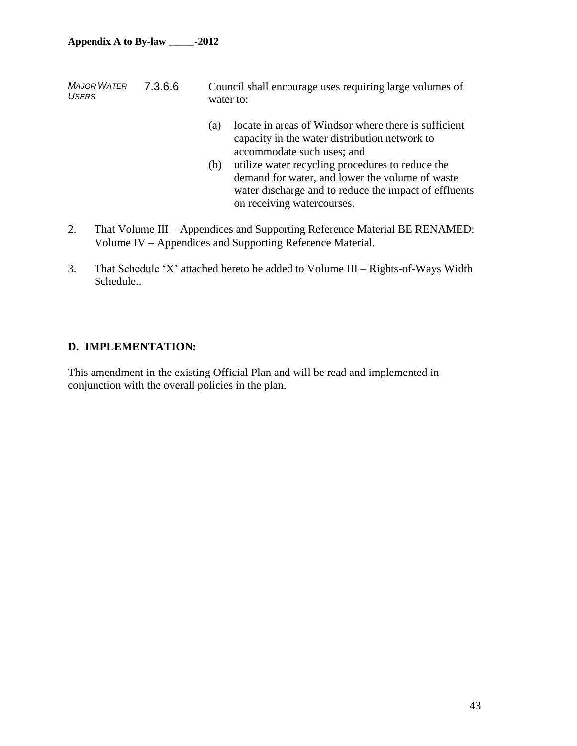*MAJOR WATER USERS* 7.3.6.6 Council shall encourage uses requiring large volumes of water to:

(a) locate in areas of Windsor where there is sufficient capacity in the water distribution network to accommodate such uses; and

(b) utilize water recycling procedures to reduce the demand for water, and lower the volume of waste water discharge and to reduce the impact of effluents on receiving watercourses.

2. That Volume III – Appendices and Supporting Reference Material BE RENAMED: Volume IV – Appendices and Supporting Reference Material.

3. That Schedule 'X' attached hereto be added to Volume III – Rights-of-Ways Width Schedule..

## D. IMPLEMENTATION:

This amendment in the existing Official Plan and will be read and implemented in conjunction with the overall policies in the plan.